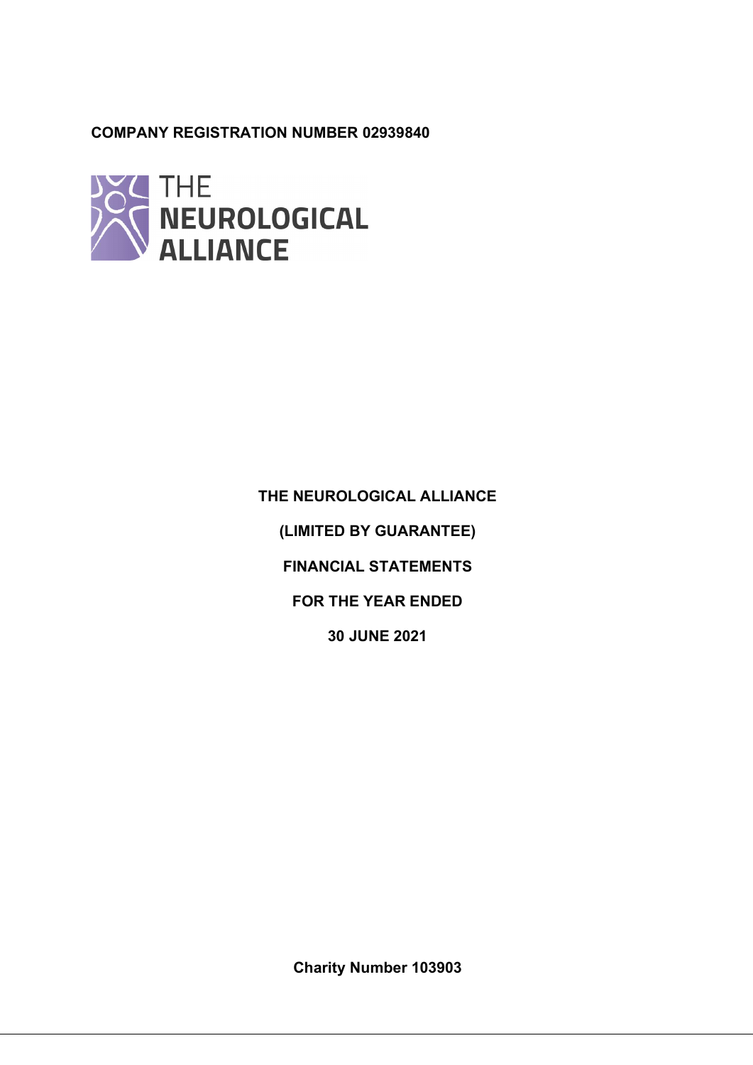**COMPANY REGISTRATION NUMBER 02939840**

THE NEUROLOGICAL ALLIANCE

**THE NEUROLOGICAL ALLIANCE**

**(LIMITED BY GUARANTEE)**

**FINANCIAL STATEMENTS**

**FOR THE YEAR ENDED**

**30 JUNE 2021**

**Charity Number 103903**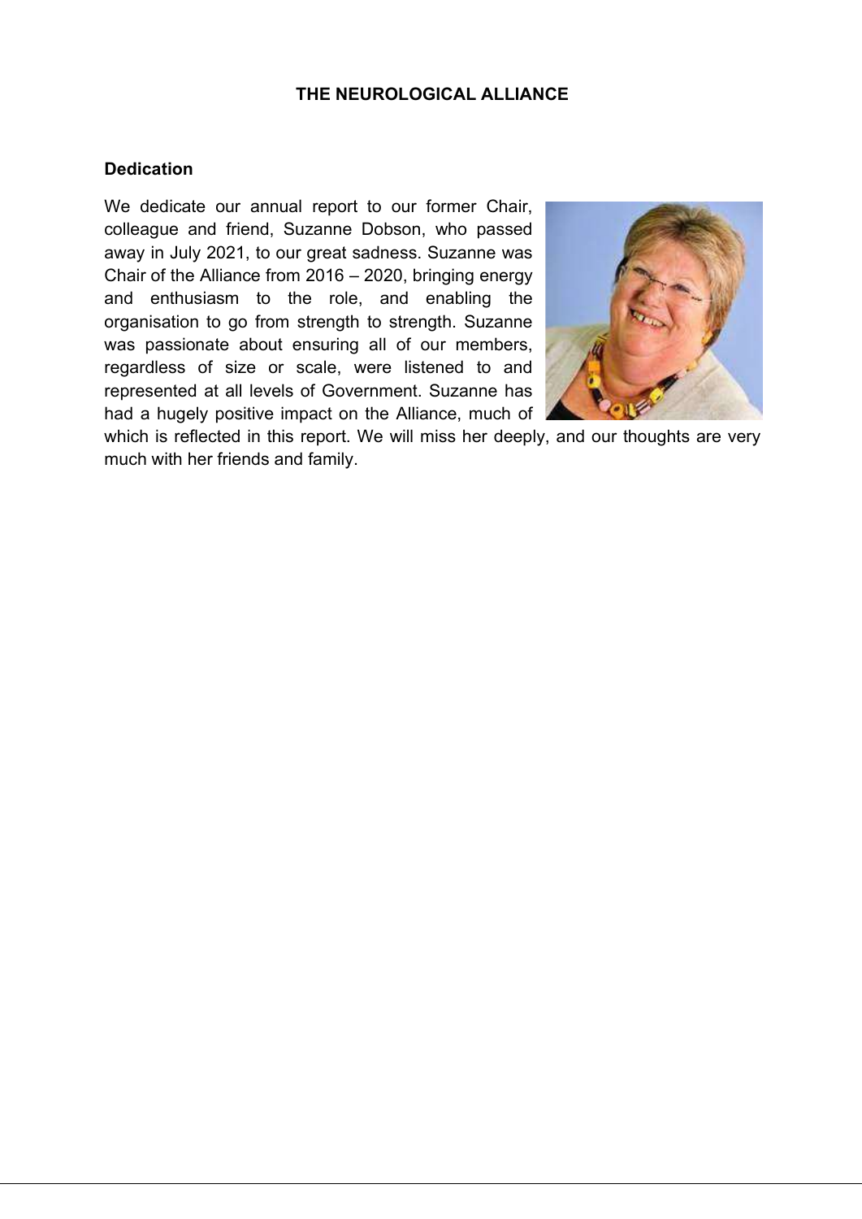# THE NEUROLOGICAL ALLIANCE

## Dedication

We dedicate our annual report to our former Chair, colleague and friend, Suzanne Dobson, who passed away in July 2021, to our great sadness. Suzanne was Chair of the Alliance from 2016 – 2020, bringing energy and enthusiasm to the role, and enabling the organisation to go from strength to strength. Suzanne was passionate about ensuring all of our members, regardless of size or scale, were listened to and represented at all levels of Government. Suzanne has had a hugely positive impact on the Alliance, much of which is reflected in this report. We will miss her deeply, and our thoughts are very much with her friends and family.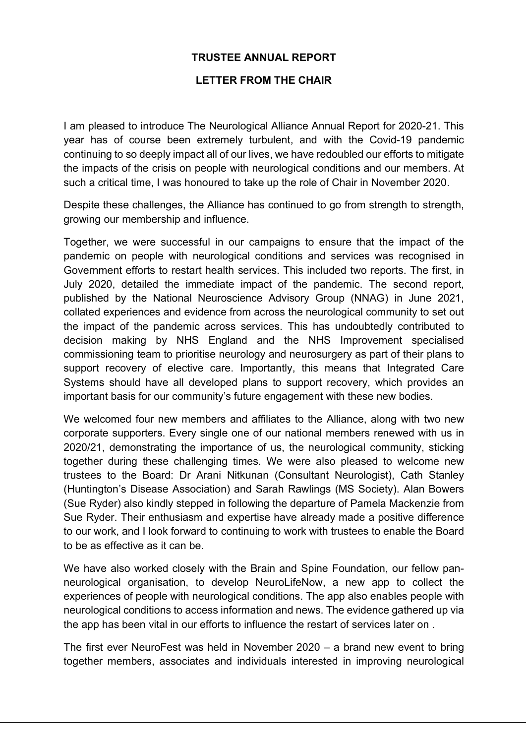# TRUSTEE ANNUAL REPORT

## LETTER FROM THE CHAIR

I am pleased to introduce The Neurological Alliance Annual Report for 2020-21. This year has of course been extremely turbulent, and with the Covid-19 pandemic continuing to so deeply impact all of our lives, we have redoubled our efforts to mitigate the impacts of the crisis on people with neurological conditions and our members. At such a critical time, I was honoured to take up the role of Chair in November 2020.

Despite these challenges, the Alliance has continued to go from strength to strength, growing our membership and influence.

Together, we were successful in our campaigns to ensure that the impact of the pandemic on people with neurological conditions and services was recognised in Government efforts to restart health services. This included two reports. The first, in July 2020, detailed the immediate impact of the pandemic. The second report, published by the National Neuroscience Advisory Group (NNAG) in June 2021, collated experiences and evidence from across the neurological community to set out the impact of the pandemic across services. This has undoubtedly contributed to decision making by NHS England and the NHS Improvement specialised commissioning team to prioritise neurology and neurosurgery as part of their plans to support recovery of elective care. Importantly, this means that Integrated Care Systems should have all developed plans to support recovery, which provides an important basis for our community's future engagement with these new bodies.

We welcomed four new members and affiliates to the Alliance, along with two new corporate supporters. Every single one of our national members renewed with us in 2020/21, demonstrating the importance of us, the neurological community, sticking together during these challenging times. We were also pleased to welcome new trustees to the Board: Dr Arani Nitkunan (Consultant Neurologist), Cath Stanley (Huntington's Disease Association) and Sarah Rawlings (MS Society). Alan Bowers (Sue Ryder) also kindly stepped in following the departure of Pamela Mackenzie from Sue Ryder. Their enthusiasm and expertise have already made a positive difference to our work, and I look forward to continuing to work with trustees to enable the Board to be as effective as it can be.

We have also worked closely with the Brain and Spine Foundation, our fellow pan-neurological organisation, to develop NeuroLifeNow, a new app to collect the experiences of people with neurological conditions. The app also enables people with neurological conditions to access information and news. The evidence gathered up via the app has been vital in our efforts to influence the restart of services later on .

The first ever NeuroFest was held in November 2020 – a brand new event to bring together members, associates and individuals interested in improving neurological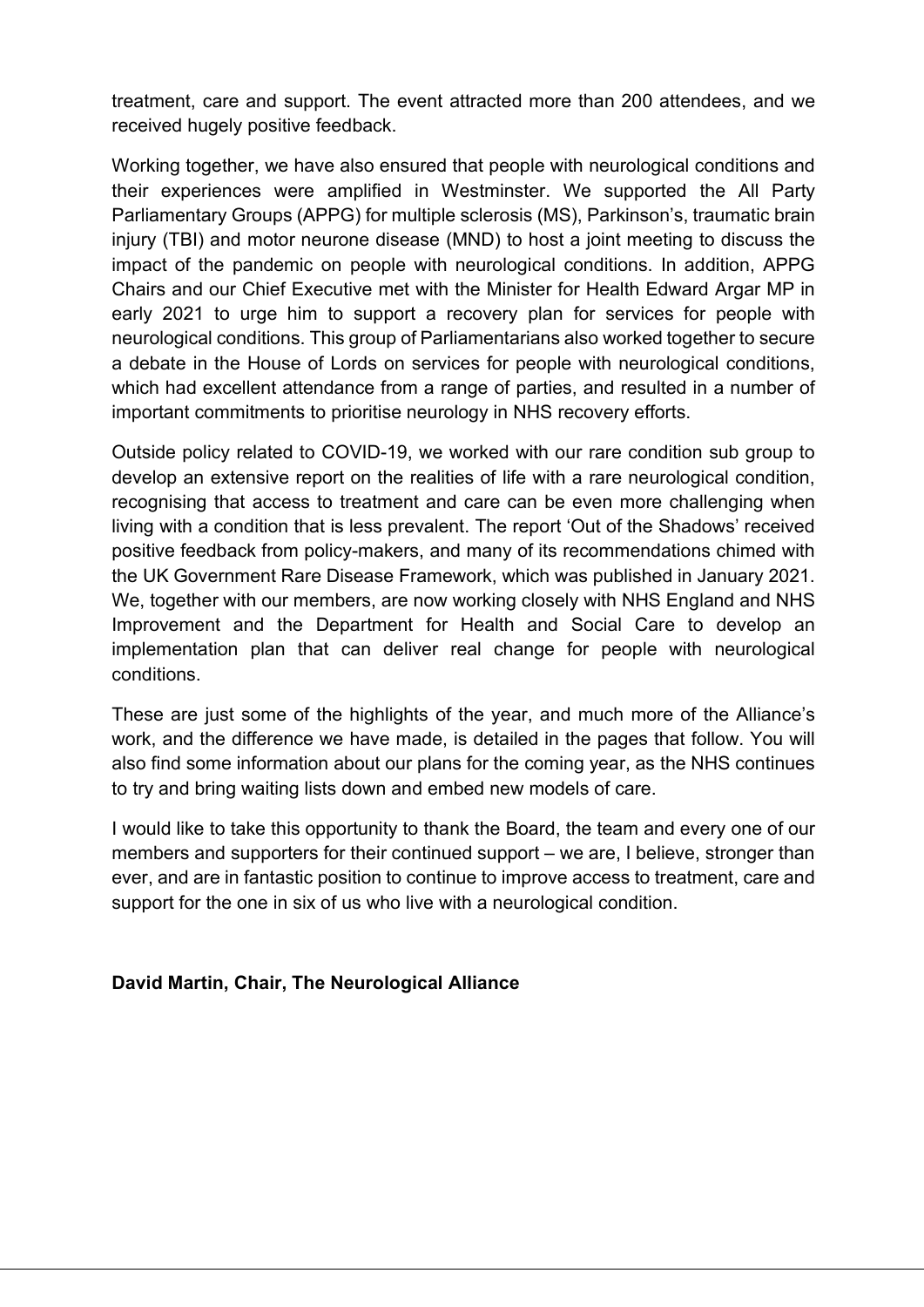treatment, care and support. The event attracted more than 200 attendees, and we received hugely positive feedback.

Working together, we have also ensured that people with neurological conditions and their experiences were amplified in Westminster. We supported the All Party Parliamentary Groups (APPG) for multiple sclerosis (MS), Parkinson's, traumatic brain injury (TBI) and motor neurone disease (MND) to host a joint meeting to discuss the impact of the pandemic on people with neurological conditions. In addition, APPG Chairs and our Chief Executive met with the Minister for Health Edward Argar MP in early 2021 to urge him to support a recovery plan for services for people with neurological conditions. This group of Parliamentarians also worked together to secure a debate in the House of Lords on services for people with neurological conditions, which had excellent attendance from a range of parties, and resulted in a number of important commitments to prioritise neurology in NHS recovery efforts.

Outside policy related to COVID-19, we worked with our rare condition sub group to develop an extensive report on the realities of life with a rare neurological condition, recognising that access to treatment and care can be even more challenging when living with a condition that is less prevalent. The report 'Out of the Shadows' received positive feedback from policy-makers, and many of its recommendations chimed with the UK Government Rare Disease Framework, which was published in January 2021. We, together with our members, are now working closely with NHS England and NHS Improvement and the Department for Health and Social Care to develop an implementation plan that can deliver real change for people with neurological conditions.

These are just some of the highlights of the year, and much more of the Alliance's work, and the difference we have made, is detailed in the pages that follow. You will also find some information about our plans for the coming year, as the NHS continues to try and bring waiting lists down and embed new models of care.

I would like to take this opportunity to thank the Board, the team and every one of our members and supporters for their continued support – we are, I believe, stronger than ever, and are in fantastic position to continue to improve access to treatment, care and support for the one in six of us who live with a neurological condition.

**David Martin, Chair, The Neurological Alliance**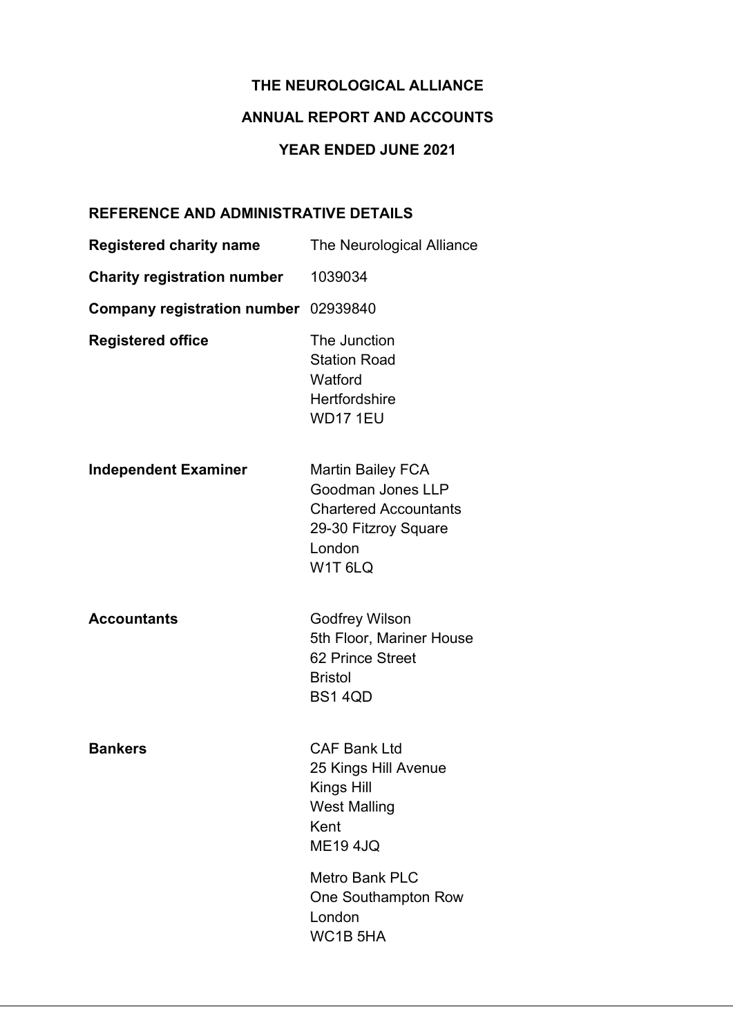# THE NEUROLOGICAL ALLIANCE

## ANNUAL REPORT AND ACCOUNTS

## YEAR ENDED JUNE 2021

### REFERENCE AND ADMINISTRATIVE DETAILS

| | |
|---|---|
| **Registered charity name** | The Neurological Alliance |
| **Charity registration number** | 1039034 |
| **Company registration number** | 02939840 |
| **Registered office** | The Junction<br>Station Road<br>Watford<br>Hertfordshire<br>WD17 1EU |
| **Independent Examiner** | Martin Bailey FCA<br>Goodman Jones LLP<br>Chartered Accountants<br>29-30 Fitzroy Square<br>London<br>W1T 6LQ |
| **Accountants** | Godfrey Wilson<br>5th Floor, Mariner House<br>62 Prince Street<br>Bristol<br>BS1 4QD |
| **Bankers** | CAF Bank Ltd<br>25 Kings Hill Avenue<br>Kings Hill<br>West Malling<br>Kent<br>ME19 4JQ<br><br>Metro Bank PLC<br>One Southampton Row<br>London<br>WC1B 5HA |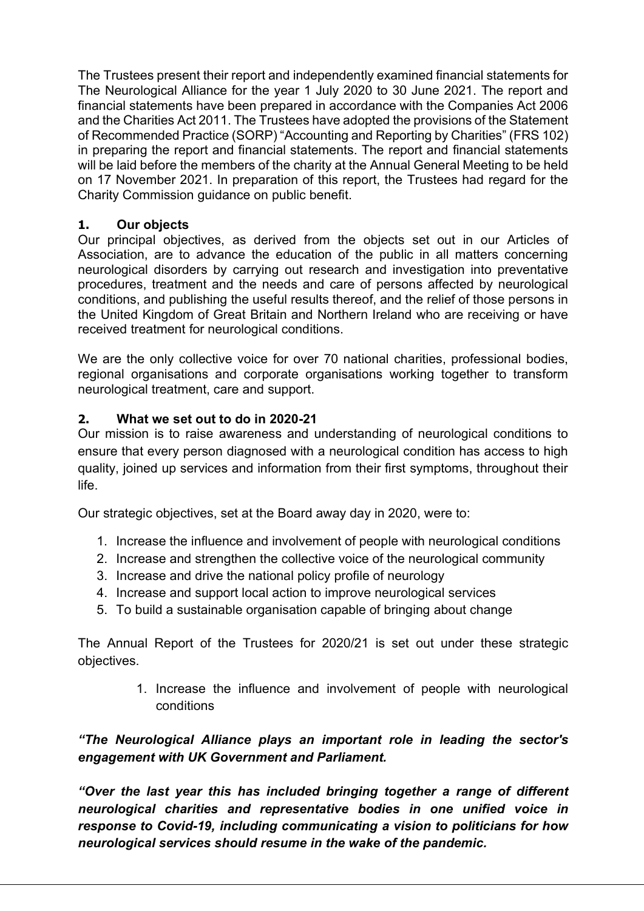The Trustees present their report and independently examined financial statements for The Neurological Alliance for the year 1 July 2020 to 30 June 2021. The report and financial statements have been prepared in accordance with the Companies Act 2006 and the Charities Act 2011. The Trustees have adopted the provisions of the Statement of Recommended Practice (SORP) "Accounting and Reporting by Charities" (FRS 102) in preparing the report and financial statements. The report and financial statements will be laid before the members of the charity at the Annual General Meeting to be held on 17 November 2021. In preparation of this report, the Trustees had regard for the Charity Commission guidance on public benefit.

## 1. Our objects

Our principal objectives, as derived from the objects set out in our Articles of Association, are to advance the education of the public in all matters concerning neurological disorders by carrying out research and investigation into preventative procedures, treatment and the needs and care of persons affected by neurological conditions, and publishing the useful results thereof, and the relief of those persons in the United Kingdom of Great Britain and Northern Ireland who are receiving or have received treatment for neurological conditions.

We are the only collective voice for over 70 national charities, professional bodies, regional organisations and corporate organisations working together to transform neurological treatment, care and support.

## 2. What we set out to do in 2020-21

Our mission is to raise awareness and understanding of neurological conditions to ensure that every person diagnosed with a neurological condition has access to high quality, joined up services and information from their first symptoms, throughout their life.

Our strategic objectives, set at the Board away day in 2020, were to:

1. Increase the influence and involvement of people with neurological conditions
2. Increase and strengthen the collective voice of the neurological community
3. Increase and drive the national policy profile of neurology
4. Increase and support local action to improve neurological services
5. To build a sustainable organisation capable of bringing about change

The Annual Report of the Trustees for 2020/21 is set out under these strategic objectives.

1. Increase the influence and involvement of people with neurological conditions

***"The Neurological Alliance plays an important role in leading the sector's engagement with UK Government and Parliament.***

***"Over the last year this has included bringing together a range of different neurological charities and representative bodies in one unified voice in response to Covid-19, including communicating a vision to politicians for how neurological services should resume in the wake of the pandemic.***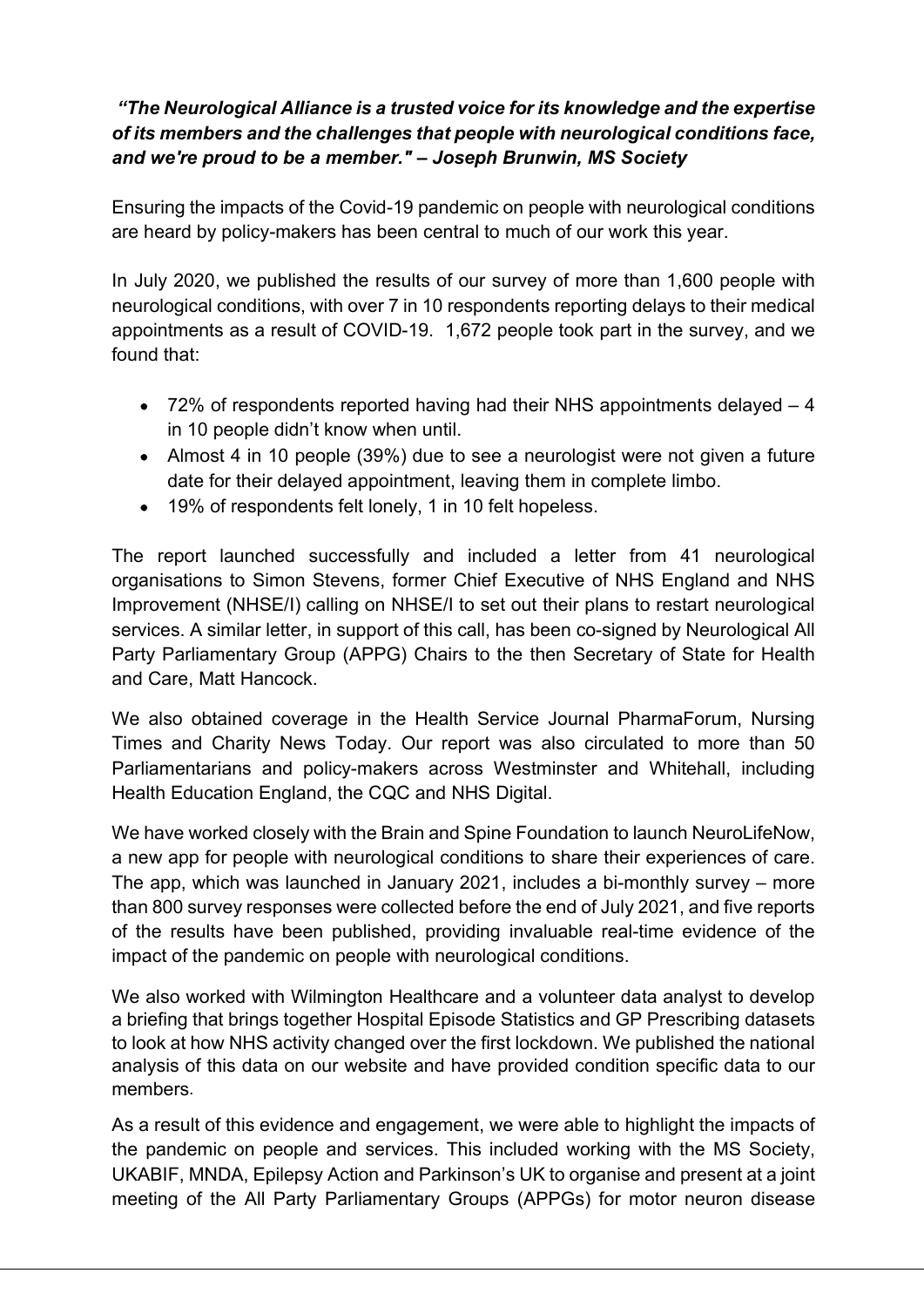***"The Neurological Alliance is a trusted voice for its knowledge and the expertise of its members and the challenges that people with neurological conditions face, and we're proud to be a member." – Joseph Brunwin, MS Society***

Ensuring the impacts of the Covid-19 pandemic on people with neurological conditions are heard by policy-makers has been central to much of our work this year.

In July 2020, we published the results of our survey of more than 1,600 people with neurological conditions, with over 7 in 10 respondents reporting delays to their medical appointments as a result of COVID-19. 1,672 people took part in the survey, and we found that:

- 72% of respondents reported having had their NHS appointments delayed – 4 in 10 people didn't know when until.
- Almost 4 in 10 people (39%) due to see a neurologist were not given a future date for their delayed appointment, leaving them in complete limbo.
- 19% of respondents felt lonely, 1 in 10 felt hopeless.

The report launched successfully and included a letter from 41 neurological organisations to Simon Stevens, former Chief Executive of NHS England and NHS Improvement (NHSE/I) calling on NHSE/I to set out their plans to restart neurological services. A similar letter, in support of this call, has been co-signed by Neurological All Party Parliamentary Group (APPG) Chairs to the then Secretary of State for Health and Care, Matt Hancock.

We also obtained coverage in the Health Service Journal PharmaForum, Nursing Times and Charity News Today. Our report was also circulated to more than 50 Parliamentarians and policy-makers across Westminster and Whitehall, including Health Education England, the CQC and NHS Digital.

We have worked closely with the Brain and Spine Foundation to launch NeuroLifeNow, a new app for people with neurological conditions to share their experiences of care. The app, which was launched in January 2021, includes a bi-monthly survey – more than 800 survey responses were collected before the end of July 2021, and five reports of the results have been published, providing invaluable real-time evidence of the impact of the pandemic on people with neurological conditions.

We also worked with Wilmington Healthcare and a volunteer data analyst to develop a briefing that brings together Hospital Episode Statistics and GP Prescribing datasets to look at how NHS activity changed over the first lockdown. We published the national analysis of this data on our website and have provided condition specific data to our members.

As a result of this evidence and engagement, we were able to highlight the impacts of the pandemic on people and services. This included working with the MS Society, UKABIF, MNDA, Epilepsy Action and Parkinson's UK to organise and present at a joint meeting of the All Party Parliamentary Groups (APPGs) for motor neuron disease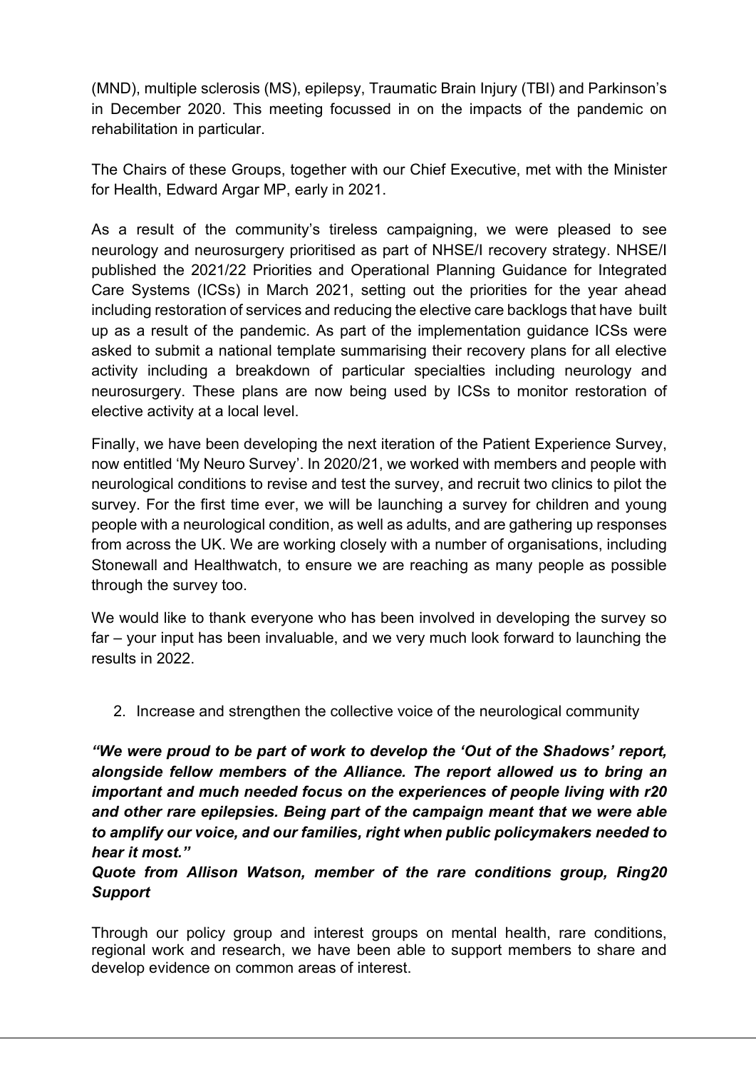(MND), multiple sclerosis (MS), epilepsy, Traumatic Brain Injury (TBI) and Parkinson's in December 2020. This meeting focussed in on the impacts of the pandemic on rehabilitation in particular.

The Chairs of these Groups, together with our Chief Executive, met with the Minister for Health, Edward Argar MP, early in 2021.

As a result of the community's tireless campaigning, we were pleased to see neurology and neurosurgery prioritised as part of NHSE/I recovery strategy. NHSE/I published the 2021/22 Priorities and Operational Planning Guidance for Integrated Care Systems (ICSs) in March 2021, setting out the priorities for the year ahead including restoration of services and reducing the elective care backlogs that have built up as a result of the pandemic. As part of the implementation guidance ICSs were asked to submit a national template summarising their recovery plans for all elective activity including a breakdown of particular specialties including neurology and neurosurgery. These plans are now being used by ICSs to monitor restoration of elective activity at a local level.

Finally, we have been developing the next iteration of the Patient Experience Survey, now entitled 'My Neuro Survey'. In 2020/21, we worked with members and people with neurological conditions to revise and test the survey, and recruit two clinics to pilot the survey. For the first time ever, we will be launching a survey for children and young people with a neurological condition, as well as adults, and are gathering up responses from across the UK. We are working closely with a number of organisations, including Stonewall and Healthwatch, to ensure we are reaching as many people as possible through the survey too.

We would like to thank everyone who has been involved in developing the survey so far – your input has been invaluable, and we very much look forward to launching the results in 2022.

2. Increase and strengthen the collective voice of the neurological community

***"We were proud to be part of work to develop the 'Out of the Shadows' report, alongside fellow members of the Alliance. The report allowed us to bring an important and much needed focus on the experiences of people living with r20 and other rare epilepsies. Being part of the campaign meant that we were able to amplify our voice, and our families, right when public policymakers needed to hear it most."***

***Quote from Allison Watson, member of the rare conditions group, Ring20 Support***

Through our policy group and interest groups on mental health, rare conditions, regional work and research, we have been able to support members to share and develop evidence on common areas of interest.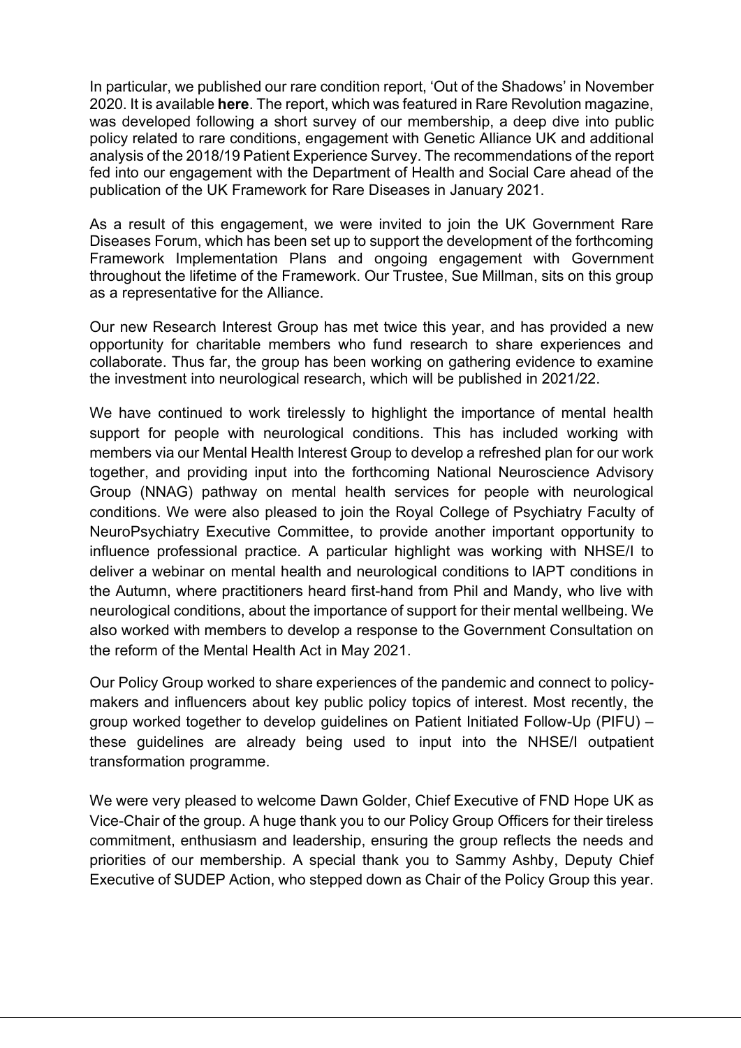In particular, we published our rare condition report, 'Out of the Shadows' in November 2020. It is available **here**. The report, which was featured in Rare Revolution magazine, was developed following a short survey of our membership, a deep dive into public policy related to rare conditions, engagement with Genetic Alliance UK and additional analysis of the 2018/19 Patient Experience Survey. The recommendations of the report fed into our engagement with the Department of Health and Social Care ahead of the publication of the UK Framework for Rare Diseases in January 2021.

As a result of this engagement, we were invited to join the UK Government Rare Diseases Forum, which has been set up to support the development of the forthcoming Framework Implementation Plans and ongoing engagement with Government throughout the lifetime of the Framework. Our Trustee, Sue Millman, sits on this group as a representative for the Alliance.

Our new Research Interest Group has met twice this year, and has provided a new opportunity for charitable members who fund research to share experiences and collaborate. Thus far, the group has been working on gathering evidence to examine the investment into neurological research, which will be published in 2021/22.

We have continued to work tirelessly to highlight the importance of mental health support for people with neurological conditions. This has included working with members via our Mental Health Interest Group to develop a refreshed plan for our work together, and providing input into the forthcoming National Neuroscience Advisory Group (NNAG) pathway on mental health services for people with neurological conditions. We were also pleased to join the Royal College of Psychiatry Faculty of NeuroPsychiatry Executive Committee, to provide another important opportunity to influence professional practice. A particular highlight was working with NHSE/I to deliver a webinar on mental health and neurological conditions to IAPT conditions in the Autumn, where practitioners heard first-hand from Phil and Mandy, who live with neurological conditions, about the importance of support for their mental wellbeing. We also worked with members to develop a response to the Government Consultation on the reform of the Mental Health Act in May 2021.

Our Policy Group worked to share experiences of the pandemic and connect to policy-makers and influencers about key public policy topics of interest. Most recently, the group worked together to develop guidelines on Patient Initiated Follow-Up (PIFU) – these guidelines are already being used to input into the NHSE/I outpatient transformation programme.

We were very pleased to welcome Dawn Golder, Chief Executive of FND Hope UK as Vice-Chair of the group. A huge thank you to our Policy Group Officers for their tireless commitment, enthusiasm and leadership, ensuring the group reflects the needs and priorities of our membership. A special thank you to Sammy Ashby, Deputy Chief Executive of SUDEP Action, who stepped down as Chair of the Policy Group this year.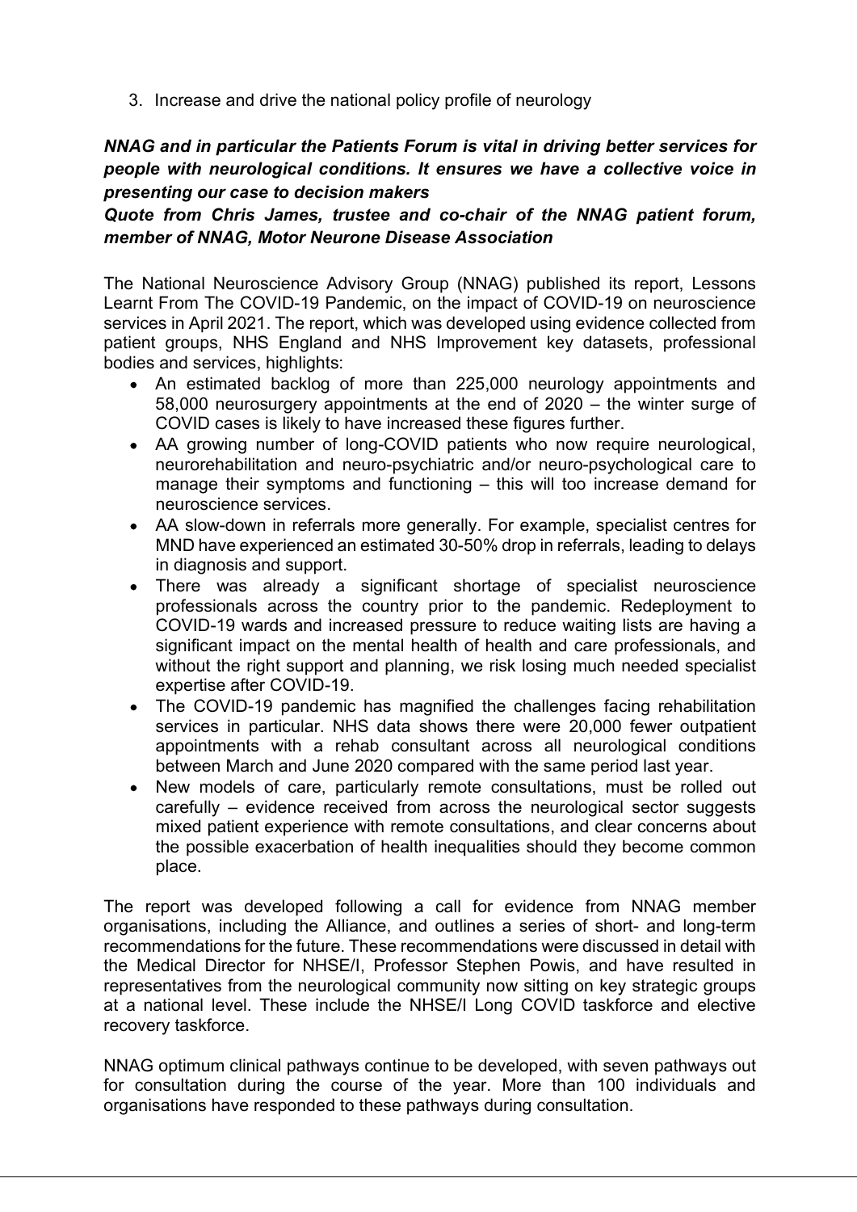3. Increase and drive the national policy profile of neurology

***NNAG and in particular the Patients Forum is vital in driving better services for people with neurological conditions. It ensures we have a collective voice in presenting our case to decision makers***

***Quote from Chris James, trustee and co-chair of the NNAG patient forum, member of NNAG, Motor Neurone Disease Association***

The National Neuroscience Advisory Group (NNAG) published its report, Lessons Learnt From The COVID-19 Pandemic, on the impact of COVID-19 on neuroscience services in April 2021. The report, which was developed using evidence collected from patient groups, NHS England and NHS Improvement key datasets, professional bodies and services, highlights:

- An estimated backlog of more than 225,000 neurology appointments and 58,000 neurosurgery appointments at the end of 2020 – the winter surge of COVID cases is likely to have increased these figures further.
- AA growing number of long-COVID patients who now require neurological, neurorehabilitation and neuro-psychiatric and/or neuro-psychological care to manage their symptoms and functioning – this will too increase demand for neuroscience services.
- AA slow-down in referrals more generally. For example, specialist centres for MND have experienced an estimated 30-50% drop in referrals, leading to delays in diagnosis and support.
- There was already a significant shortage of specialist neuroscience professionals across the country prior to the pandemic. Redeployment to COVID-19 wards and increased pressure to reduce waiting lists are having a significant impact on the mental health of health and care professionals, and without the right support and planning, we risk losing much needed specialist expertise after COVID-19.
- The COVID-19 pandemic has magnified the challenges facing rehabilitation services in particular. NHS data shows there were 20,000 fewer outpatient appointments with a rehab consultant across all neurological conditions between March and June 2020 compared with the same period last year.
- New models of care, particularly remote consultations, must be rolled out carefully – evidence received from across the neurological sector suggests mixed patient experience with remote consultations, and clear concerns about the possible exacerbation of health inequalities should they become common place.

The report was developed following a call for evidence from NNAG member organisations, including the Alliance, and outlines a series of short- and long-term recommendations for the future. These recommendations were discussed in detail with the Medical Director for NHSE/I, Professor Stephen Powis, and have resulted in representatives from the neurological community now sitting on key strategic groups at a national level. These include the NHSE/I Long COVID taskforce and elective recovery taskforce.

NNAG optimum clinical pathways continue to be developed, with seven pathways out for consultation during the course of the year. More than 100 individuals and organisations have responded to these pathways during consultation.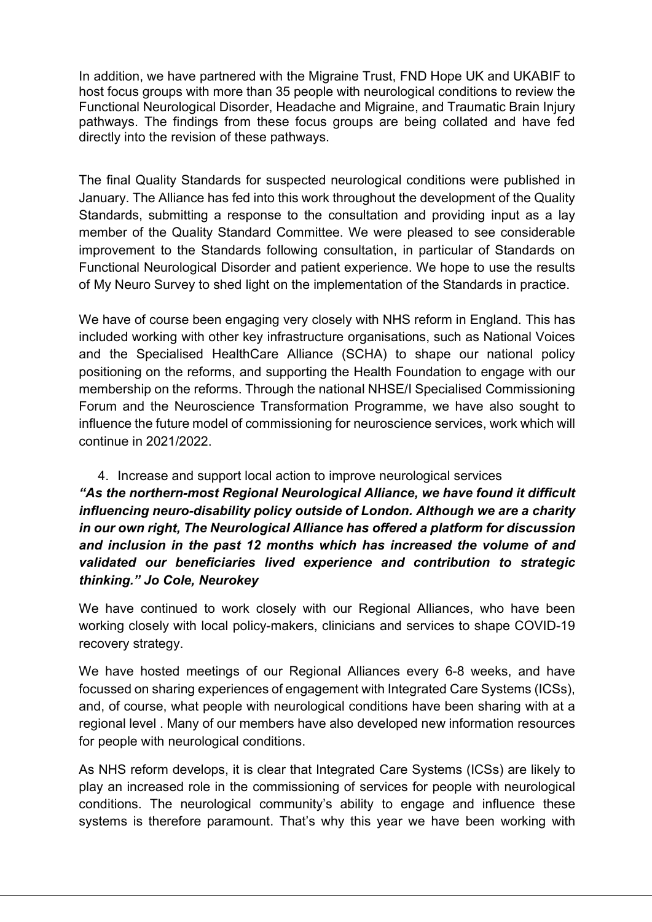In addition, we have partnered with the Migraine Trust, FND Hope UK and UKABIF to host focus groups with more than 35 people with neurological conditions to review the Functional Neurological Disorder, Headache and Migraine, and Traumatic Brain Injury pathways. The findings from these focus groups are being collated and have fed directly into the revision of these pathways.

The final Quality Standards for suspected neurological conditions were published in January. The Alliance has fed into this work throughout the development of the Quality Standards, submitting a response to the consultation and providing input as a lay member of the Quality Standard Committee. We were pleased to see considerable improvement to the Standards following consultation, in particular of Standards on Functional Neurological Disorder and patient experience. We hope to use the results of My Neuro Survey to shed light on the implementation of the Standards in practice.

We have of course been engaging very closely with NHS reform in England. This has included working with other key infrastructure organisations, such as National Voices and the Specialised HealthCare Alliance (SCHA) to shape our national policy positioning on the reforms, and supporting the Health Foundation to engage with our membership on the reforms. Through the national NHSE/I Specialised Commissioning Forum and the Neuroscience Transformation Programme, we have also sought to influence the future model of commissioning for neuroscience services, work which will continue in 2021/2022.

4. Increase and support local action to improve neurological services

***"As the northern-most Regional Neurological Alliance, we have found it difficult influencing neuro-disability policy outside of London. Although we are a charity in our own right, The Neurological Alliance has offered a platform for discussion and inclusion in the past 12 months which has increased the volume of and validated our beneficiaries lived experience and contribution to strategic thinking." Jo Cole, Neurokey***

We have continued to work closely with our Regional Alliances, who have been working closely with local policy-makers, clinicians and services to shape COVID-19 recovery strategy.

We have hosted meetings of our Regional Alliances every 6-8 weeks, and have focussed on sharing experiences of engagement with Integrated Care Systems (ICSs), and, of course, what people with neurological conditions have been sharing with at a regional level . Many of our members have also developed new information resources for people with neurological conditions.

As NHS reform develops, it is clear that Integrated Care Systems (ICSs) are likely to play an increased role in the commissioning of services for people with neurological conditions. The neurological community's ability to engage and influence these systems is therefore paramount. That's why this year we have been working with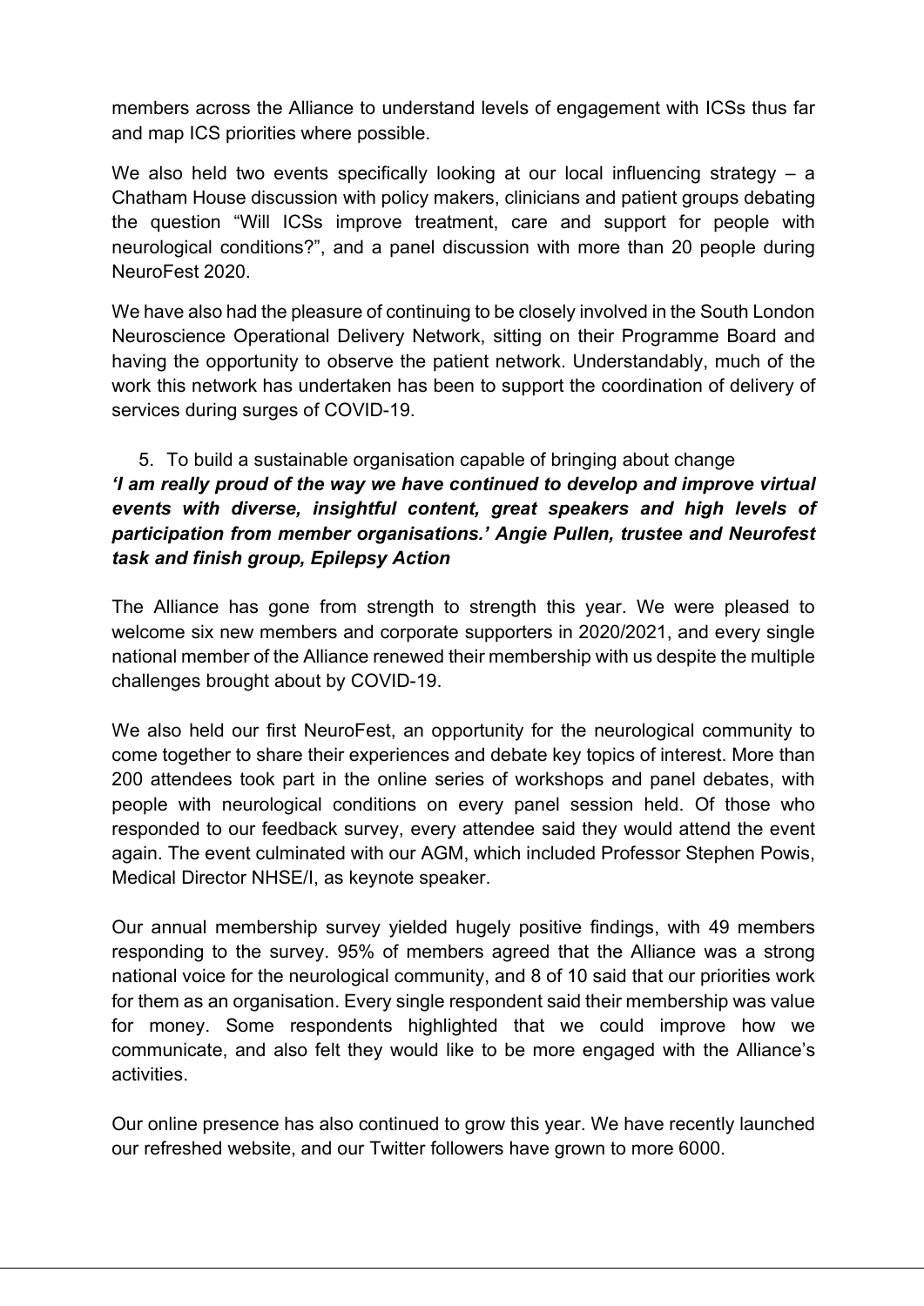members across the Alliance to understand levels of engagement with ICSs thus far and map ICS priorities where possible.

We also held two events specifically looking at our local influencing strategy – a Chatham House discussion with policy makers, clinicians and patient groups debating the question "Will ICSs improve treatment, care and support for people with neurological conditions?", and a panel discussion with more than 20 people during NeuroFest 2020.

We have also had the pleasure of continuing to be closely involved in the South London Neuroscience Operational Delivery Network, sitting on their Programme Board and having the opportunity to observe the patient network. Understandably, much of the work this network has undertaken has been to support the coordination of delivery of services during surges of COVID-19.

5. To build a sustainable organisation capable of bringing about change

***'I am really proud of the way we have continued to develop and improve virtual events with diverse, insightful content, great speakers and high levels of participation from member organisations.' Angie Pullen, trustee and Neurofest task and finish group, Epilepsy Action***

The Alliance has gone from strength to strength this year. We were pleased to welcome six new members and corporate supporters in 2020/2021, and every single national member of the Alliance renewed their membership with us despite the multiple challenges brought about by COVID-19.

We also held our first NeuroFest, an opportunity for the neurological community to come together to share their experiences and debate key topics of interest. More than 200 attendees took part in the online series of workshops and panel debates, with people with neurological conditions on every panel session held. Of those who responded to our feedback survey, every attendee said they would attend the event again. The event culminated with our AGM, which included Professor Stephen Powis, Medical Director NHSE/I, as keynote speaker.

Our annual membership survey yielded hugely positive findings, with 49 members responding to the survey. 95% of members agreed that the Alliance was a strong national voice for the neurological community, and 8 of 10 said that our priorities work for them as an organisation. Every single respondent said their membership was value for money. Some respondents highlighted that we could improve how we communicate, and also felt they would like to be more engaged with the Alliance's activities.

Our online presence has also continued to grow this year. We have recently launched our refreshed website, and our Twitter followers have grown to more 6000.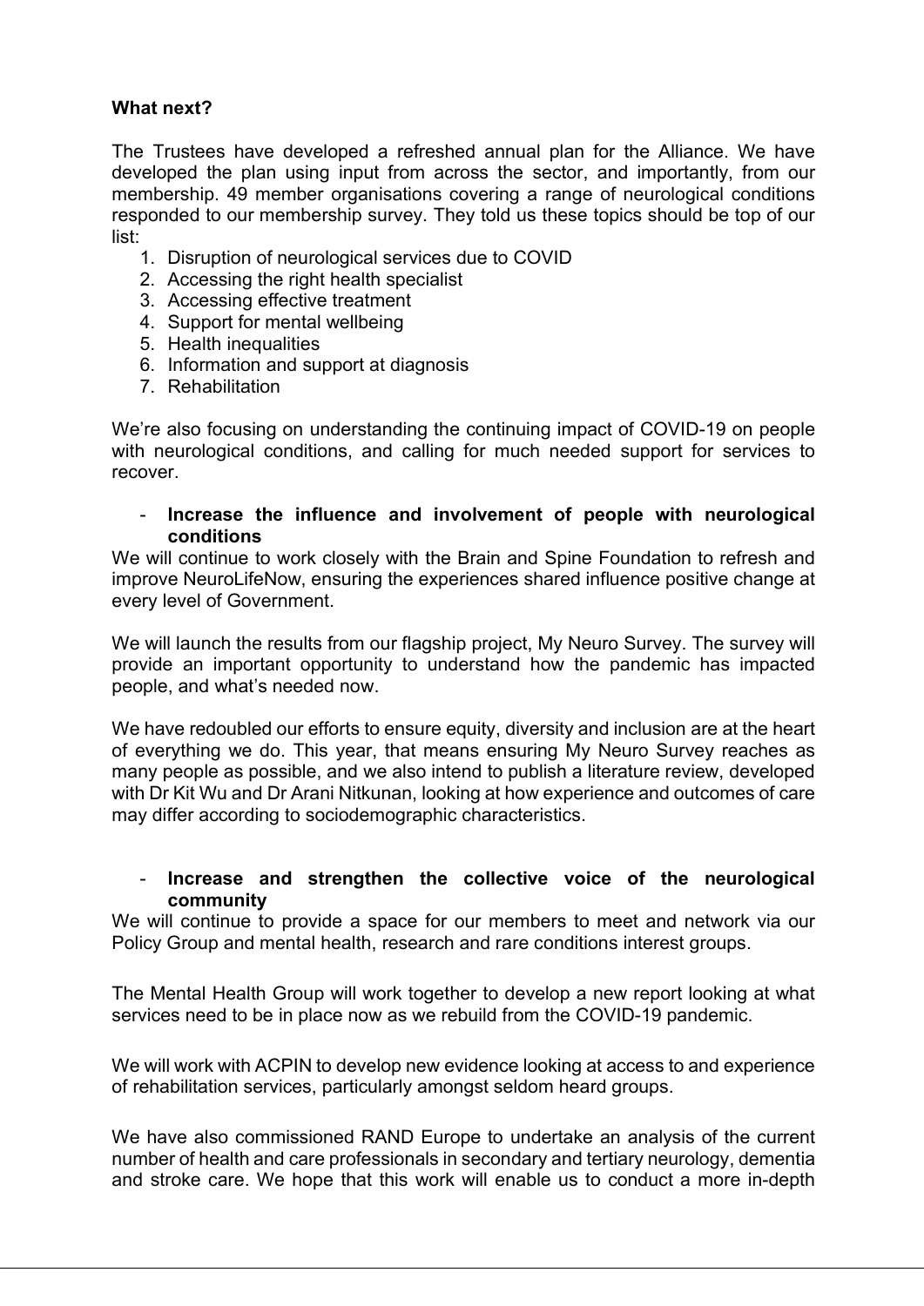**What next?**

The Trustees have developed a refreshed annual plan for the Alliance. We have developed the plan using input from across the sector, and importantly, from our membership. 49 member organisations covering a range of neurological conditions responded to our membership survey. They told us these topics should be top of our list:

1. Disruption of neurological services due to COVID
2. Accessing the right health specialist
3. Accessing effective treatment
4. Support for mental wellbeing
5. Health inequalities
6. Information and support at diagnosis
7. Rehabilitation

We're also focusing on understanding the continuing impact of COVID-19 on people with neurological conditions, and calling for much needed support for services to recover.

- **Increase the influence and involvement of people with neurological conditions**

We will continue to work closely with the Brain and Spine Foundation to refresh and improve NeuroLifeNow, ensuring the experiences shared influence positive change at every level of Government.

We will launch the results from our flagship project, My Neuro Survey. The survey will provide an important opportunity to understand how the pandemic has impacted people, and what's needed now.

We have redoubled our efforts to ensure equity, diversity and inclusion are at the heart of everything we do. This year, that means ensuring My Neuro Survey reaches as many people as possible, and we also intend to publish a literature review, developed with Dr Kit Wu and Dr Arani Nitkunan, looking at how experience and outcomes of care may differ according to sociodemographic characteristics.

- **Increase and strengthen the collective voice of the neurological community**

We will continue to provide a space for our members to meet and network via our Policy Group and mental health, research and rare conditions interest groups.

The Mental Health Group will work together to develop a new report looking at what services need to be in place now as we rebuild from the COVID-19 pandemic.

We will work with ACPIN to develop new evidence looking at access to and experience of rehabilitation services, particularly amongst seldom heard groups.

We have also commissioned RAND Europe to undertake an analysis of the current number of health and care professionals in secondary and tertiary neurology, dementia and stroke care. We hope that this work will enable us to conduct a more in-depth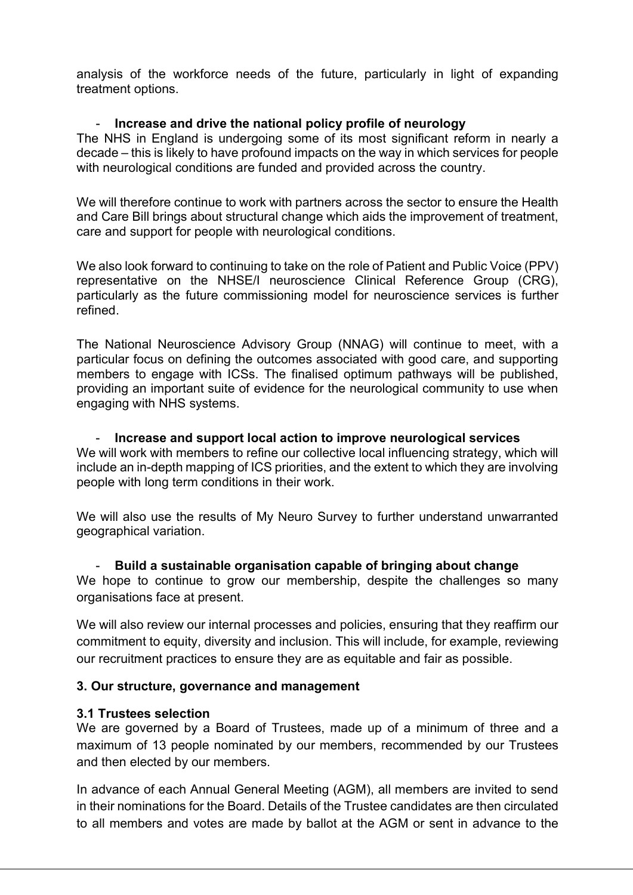analysis of the workforce needs of the future, particularly in light of expanding treatment options.

- **Increase and drive the national policy profile of neurology**

The NHS in England is undergoing some of its most significant reform in nearly a decade – this is likely to have profound impacts on the way in which services for people with neurological conditions are funded and provided across the country.

We will therefore continue to work with partners across the sector to ensure the Health and Care Bill brings about structural change which aids the improvement of treatment, care and support for people with neurological conditions.

We also look forward to continuing to take on the role of Patient and Public Voice (PPV) representative on the NHSE/I neuroscience Clinical Reference Group (CRG), particularly as the future commissioning model for neuroscience services is further refined.

The National Neuroscience Advisory Group (NNAG) will continue to meet, with a particular focus on defining the outcomes associated with good care, and supporting members to engage with ICSs. The finalised optimum pathways will be published, providing an important suite of evidence for the neurological community to use when engaging with NHS systems.

- **Increase and support local action to improve neurological services**

We will work with members to refine our collective local influencing strategy, which will include an in-depth mapping of ICS priorities, and the extent to which they are involving people with long term conditions in their work.

We will also use the results of My Neuro Survey to further understand unwarranted geographical variation.

- **Build a sustainable organisation capable of bringing about change**

We hope to continue to grow our membership, despite the challenges so many organisations face at present.

We will also review our internal processes and policies, ensuring that they reaffirm our commitment to equity, diversity and inclusion. This will include, for example, reviewing our recruitment practices to ensure they are as equitable and fair as possible.

## 3. Our structure, governance and management

### 3.1 Trustees selection

We are governed by a Board of Trustees, made up of a minimum of three and a maximum of 13 people nominated by our members, recommended by our Trustees and then elected by our members.

In advance of each Annual General Meeting (AGM), all members are invited to send in their nominations for the Board. Details of the Trustee candidates are then circulated to all members and votes are made by ballot at the AGM or sent in advance to the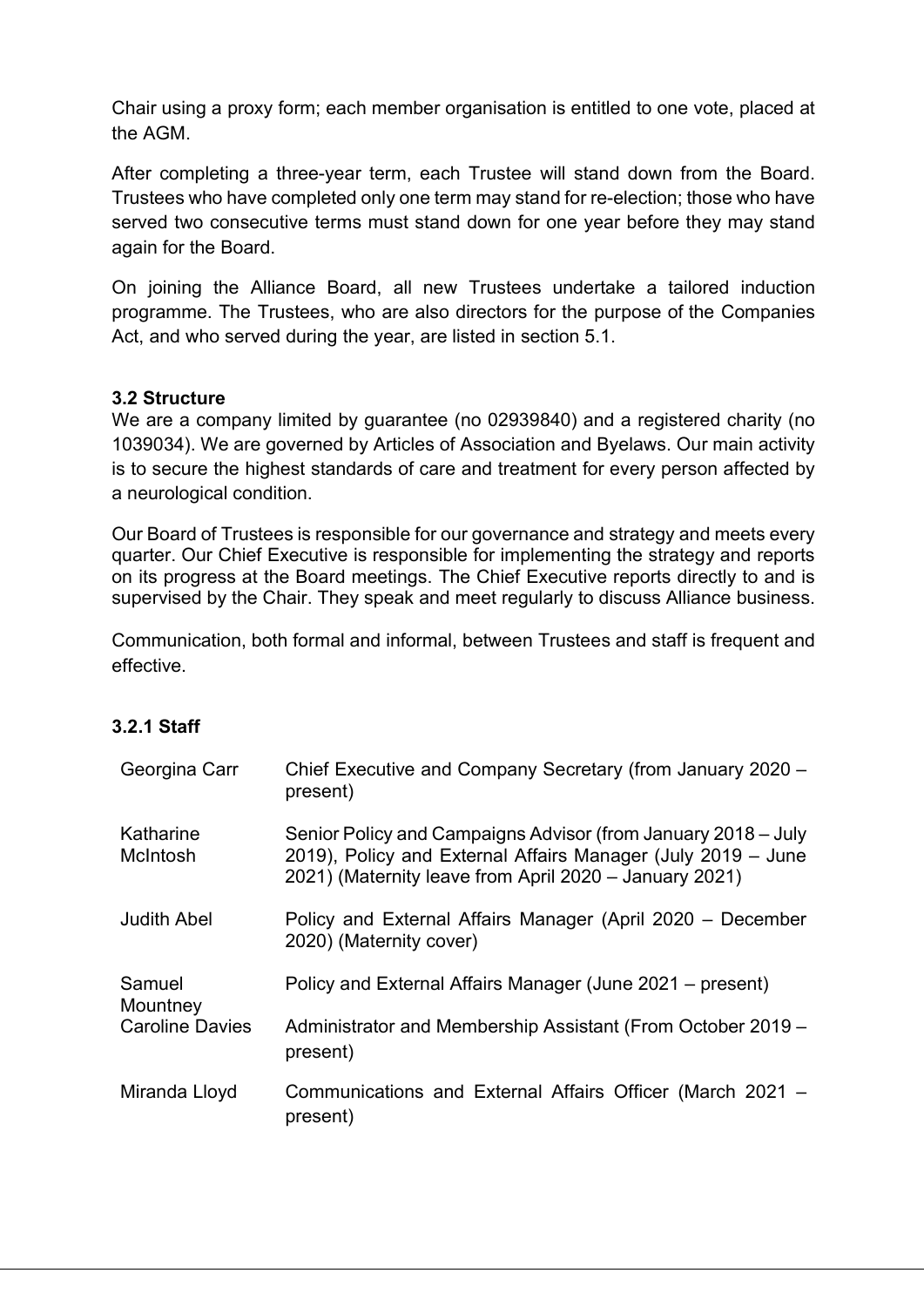Chair using a proxy form; each member organisation is entitled to one vote, placed at the AGM.

After completing a three-year term, each Trustee will stand down from the Board. Trustees who have completed only one term may stand for re-election; those who have served two consecutive terms must stand down for one year before they may stand again for the Board.

On joining the Alliance Board, all new Trustees undertake a tailored induction programme. The Trustees, who are also directors for the purpose of the Companies Act, and who served during the year, are listed in section 5.1.

### 3.2 Structure

We are a company limited by guarantee (no 02939840) and a registered charity (no 1039034). We are governed by Articles of Association and Byelaws. Our main activity is to secure the highest standards of care and treatment for every person affected by a neurological condition.

Our Board of Trustees is responsible for our governance and strategy and meets every quarter. Our Chief Executive is responsible for implementing the strategy and reports on its progress at the Board meetings. The Chief Executive reports directly to and is supervised by the Chair. They speak and meet regularly to discuss Alliance business.

Communication, both formal and informal, between Trustees and staff is frequent and effective.

#### 3.2.1 Staff

| | |
|---|---|
| Georgina Carr | Chief Executive and Company Secretary (from January 2020 – present) |
| Katharine McIntosh | Senior Policy and Campaigns Advisor (from January 2018 – July 2019), Policy and External Affairs Manager (July 2019 – June 2021) (Maternity leave from April 2020 – January 2021) |
| Judith Abel | Policy and External Affairs Manager (April 2020 – December 2020) (Maternity cover) |
| Samuel Mountney | Policy and External Affairs Manager (June 2021 – present) |
| Caroline Davies | Administrator and Membership Assistant (From October 2019 – present) |
| Miranda Lloyd | Communications and External Affairs Officer (March 2021 – present) |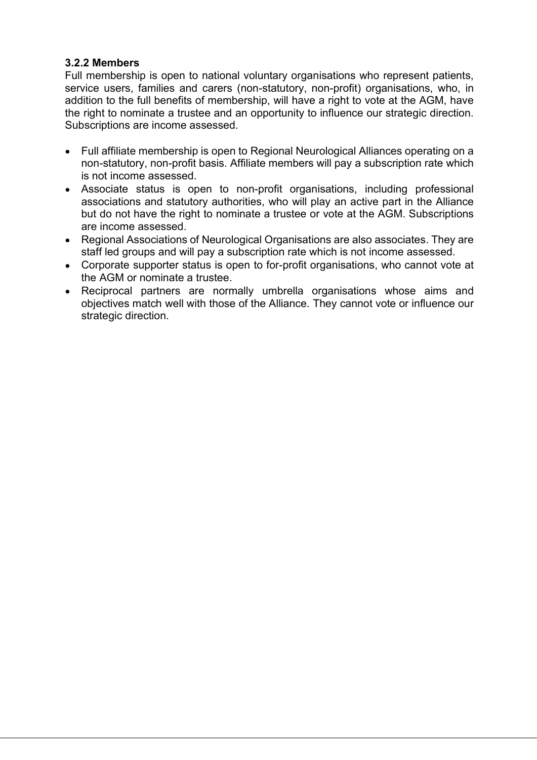### 3.2.2 Members

Full membership is open to national voluntary organisations who represent patients, service users, families and carers (non-statutory, non-profit) organisations, who, in addition to the full benefits of membership, will have a right to vote at the AGM, have the right to nominate a trustee and an opportunity to influence our strategic direction. Subscriptions are income assessed.

- Full affiliate membership is open to Regional Neurological Alliances operating on a non-statutory, non-profit basis. Affiliate members will pay a subscription rate which is not income assessed.
- Associate status is open to non-profit organisations, including professional associations and statutory authorities, who will play an active part in the Alliance but do not have the right to nominate a trustee or vote at the AGM. Subscriptions are income assessed.
- Regional Associations of Neurological Organisations are also associates. They are staff led groups and will pay a subscription rate which is not income assessed.
- Corporate supporter status is open to for-profit organisations, who cannot vote at the AGM or nominate a trustee.
- Reciprocal partners are normally umbrella organisations whose aims and objectives match well with those of the Alliance. They cannot vote or influence our strategic direction.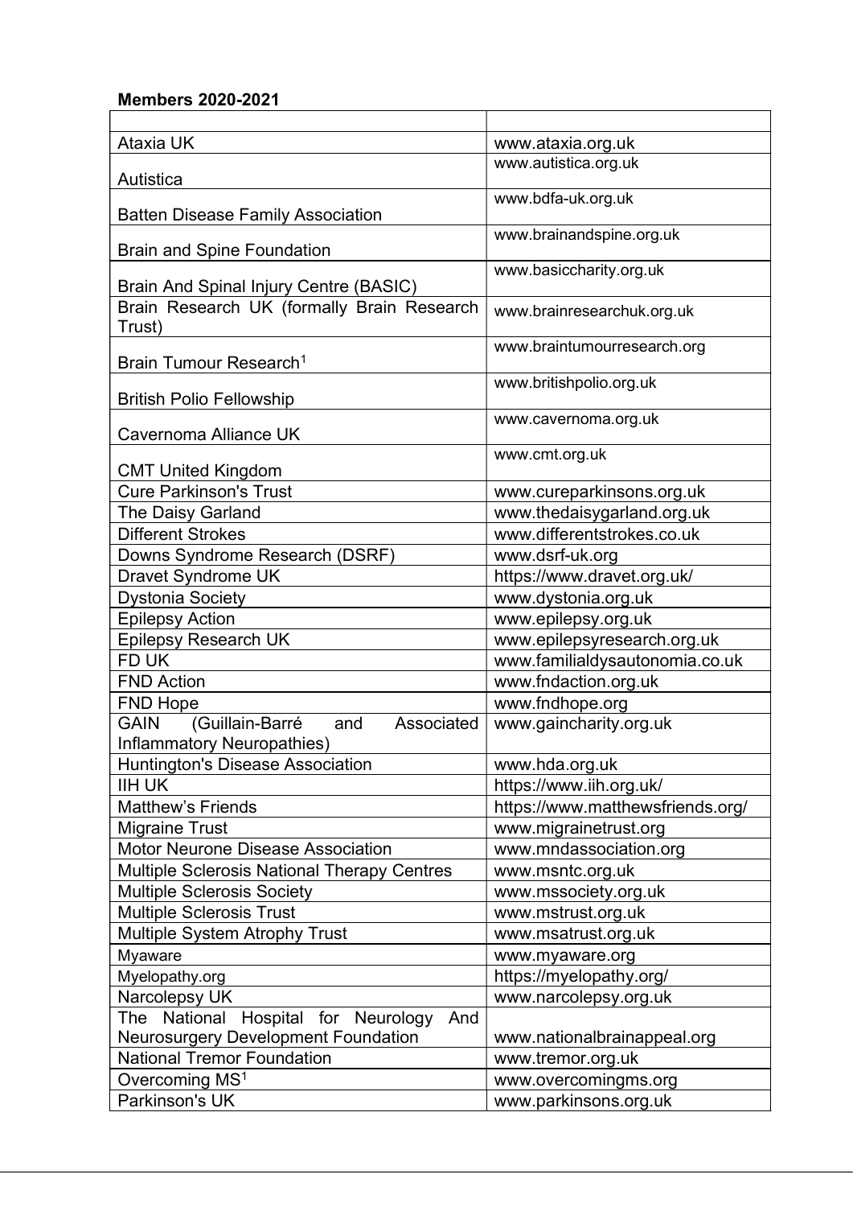**Members 2020-2021**

| | |
|---|---|
| Ataxia UK | www.ataxia.org.uk |
| Autistica | www.autistica.org.uk |
| Batten Disease Family Association | www.bdfa-uk.org.uk |
| Brain and Spine Foundation | www.brainandspine.org.uk |
| Brain And Spinal Injury Centre (BASIC) | www.basiccharity.org.uk |
| Brain Research UK (formally Brain Research Trust) | www.brainresearchuk.org.uk |
| Brain Tumour Research[1] | www.braintumourresearch.org |
| British Polio Fellowship | www.britishpolio.org.uk |
| Cavernoma Alliance UK | www.cavernoma.org.uk |
| CMT United Kingdom | www.cmt.org.uk |
| Cure Parkinson's Trust | www.cureparkinsons.org.uk |
| The Daisy Garland | www.thedaisygarland.org.uk |
| Different Strokes | www.differentstrokes.co.uk |
| Downs Syndrome Research (DSRF) | www.dsrf-uk.org |
| Dravet Syndrome UK | https://www.dravet.org.uk/ |
| Dystonia Society | www.dystonia.org.uk |
| Epilepsy Action | www.epilepsy.org.uk |
| Epilepsy Research UK | www.epilepsyresearch.org.uk |
| FD UK | www.familialdysautonomia.co.uk |
| FND Action | www.fndaction.org.uk |
| FND Hope | www.fndhope.org |
| GAIN (Guillain-Barré and Associated Inflammatory Neuropathies) | www.gaincharity.org.uk |
| Huntington's Disease Association | www.hda.org.uk |
| IIH UK | https://www.iih.org.uk/ |
| Matthew's Friends | https://www.matthewsfriends.org/ |
| Migraine Trust | www.migrainetrust.org |
| Motor Neurone Disease Association | www.mndassociation.org |
| Multiple Sclerosis National Therapy Centres | www.msntc.org.uk |
| Multiple Sclerosis Society | www.mssociety.org.uk |
| Multiple Sclerosis Trust | www.mstrust.org.uk |
| Multiple System Atrophy Trust | www.msatrust.org.uk |
| Myaware | www.myaware.org |
| Myelopathy.org | https://myelopathy.org/ |
| Narcolepsy UK | www.narcolepsy.org.uk |
| The National Hospital for Neurology And Neurosurgery Development Foundation | www.nationalbrainappeal.org |
| National Tremor Foundation | www.tremor.org.uk |
| Overcoming MS[1] | www.overcomingms.org |
| Parkinson's UK | www.parkinsons.org.uk |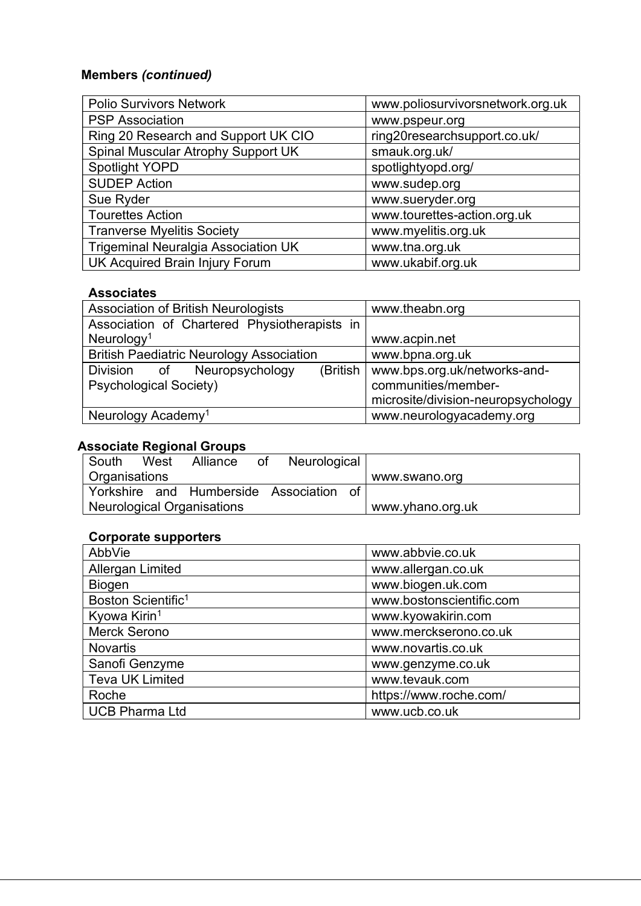**Members *(continued)***

| | |
|---|---|
| Polio Survivors Network | www.poliosurvivorsnetwork.org.uk |
| PSP Association | www.pspeur.org |
| Ring 20 Research and Support UK CIO | ring20researchsupport.co.uk/ |
| Spinal Muscular Atrophy Support UK | smauk.org.uk/ |
| Spotlight YOPD | spotlightyopd.org/ |
| SUDEP Action | www.sudep.org |
| Sue Ryder | www.sueryder.org |
| Tourettes Action | www.tourettes-action.org.uk |
| Tranverse Myelitis Society | www.myelitis.org.uk |
| Trigeminal Neuralgia Association UK | www.tna.org.uk |
| UK Acquired Brain Injury Forum | www.ukabif.org.uk |

**Associates**

| | |
|---|---|
| Association of British Neurologists | www.theabn.org |
| Association of Chartered Physiotherapists in Neurology[1] | www.acpin.net |
| British Paediatric Neurology Association | www.bpna.org.uk |
| Division of Neuropsychology (British Psychological Society) | www.bps.org.uk/networks-and-communities/member-microsite/division-neuropsychology |
| Neurology Academy[1] | www.neurologyacademy.org |

**Associate Regional Groups**

| | |
|---|---|
| South West Alliance of Neurological Organisations | www.swano.org |
| Yorkshire and Humberside Association of Neurological Organisations | www.yhano.org.uk |

**Corporate supporters**

| | |
|---|---|
| AbbVie | www.abbvie.co.uk |
| Allergan Limited | www.allergan.co.uk |
| Biogen | www.biogen.uk.com |
| Boston Scientific[1] | www.bostonscientific.com |
| Kyowa Kirin[1] | www.kyowakirin.com |
| Merck Serono | www.merckserono.co.uk |
| Novartis | www.novartis.co.uk |
| Sanofi Genzyme | www.genzyme.co.uk |
| Teva UK Limited | www.tevauk.com |
| Roche | https://www.roche.com/ |
| UCB Pharma Ltd | www.ucb.co.uk |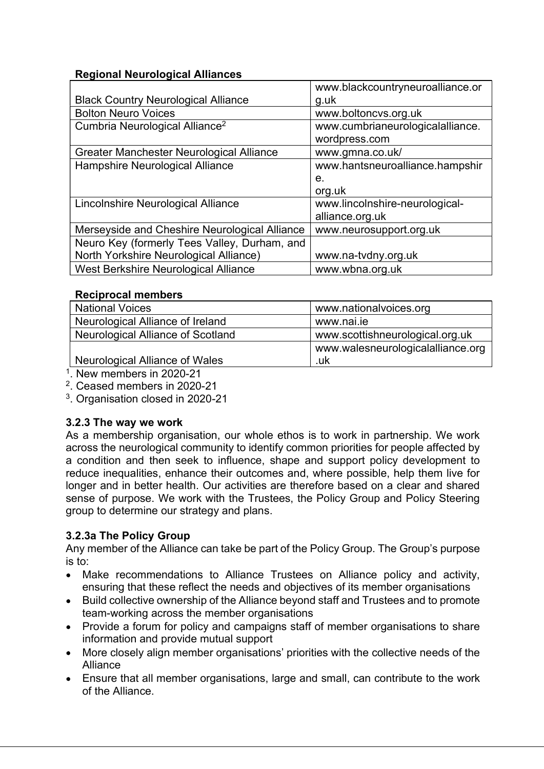**Regional Neurological Alliances**

| | |
|---|---|
| Black Country Neurological Alliance | www.blackcountryneuroalliance.org.uk |
| Bolton Neuro Voices | www.boltoncvs.org.uk |
| Cumbria Neurological Alliance[2] | www.cumbrianeurologicalalliance.wordpress.com |
| Greater Manchester Neurological Alliance | www.gmna.co.uk/ |
| Hampshire Neurological Alliance | www.hantsneuroalliance.hampshire.org.uk |
| Lincolnshire Neurological Alliance | www.lincolnshire-neurological-alliance.org.uk |
| Merseyside and Cheshire Neurological Alliance | www.neurosupport.org.uk |
| Neuro Key (formerly Tees Valley, Durham, and North Yorkshire Neurological Alliance) | www.na-tvdny.org.uk |
| West Berkshire Neurological Alliance | www.wbna.org.uk |

**Reciprocal members**

| | |
|---|---|
| National Voices | www.nationalvoices.org |
| Neurological Alliance of Ireland | www.nai.ie |
| Neurological Alliance of Scotland | www.scottishneurological.org.uk |
| Neurological Alliance of Wales | www.walesneurologicalalliance.org.uk |

[1]. New members in 2020-21
[2]. Ceased members in 2020-21
[3]. Organisation closed in 2020-21

### 3.2.3 The way we work

As a membership organisation, our whole ethos is to work in partnership. We work across the neurological community to identify common priorities for people affected by a condition and then seek to influence, shape and support policy development to reduce inequalities, enhance their outcomes and, where possible, help them live for longer and in better health. Our activities are therefore based on a clear and shared sense of purpose. We work with the Trustees, the Policy Group and Policy Steering group to determine our strategy and plans.

### 3.2.3a The Policy Group

Any member of the Alliance can take be part of the Policy Group. The Group's purpose is to:

- Make recommendations to Alliance Trustees on Alliance policy and activity, ensuring that these reflect the needs and objectives of its member organisations
- Build collective ownership of the Alliance beyond staff and Trustees and to promote team-working across the member organisations
- Provide a forum for policy and campaigns staff of member organisations to share information and provide mutual support
- More closely align member organisations' priorities with the collective needs of the Alliance
- Ensure that all member organisations, large and small, can contribute to the work of the Alliance.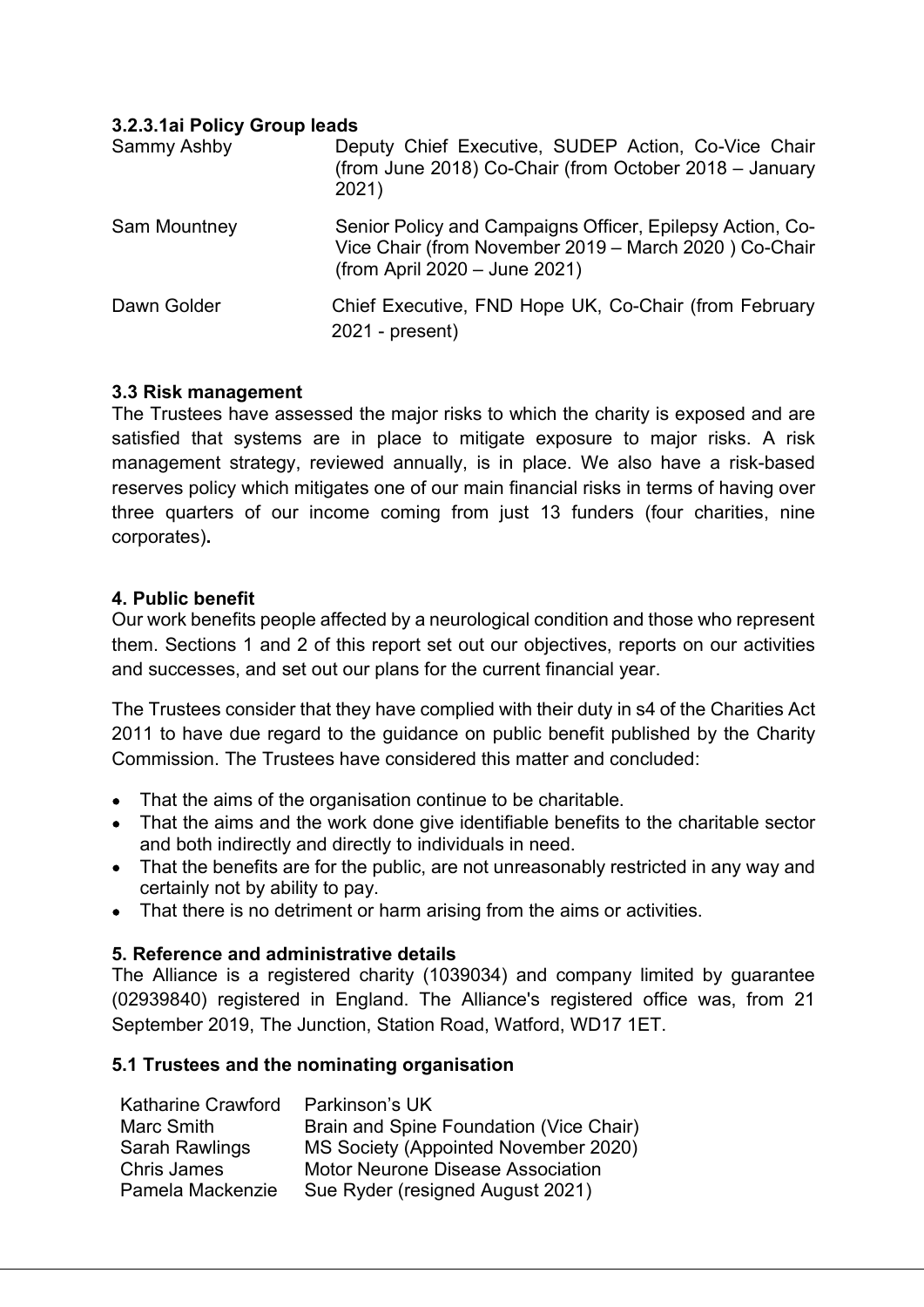#### 3.2.3.1ai Policy Group leads

| | |
|---|---|
| Sammy Ashby | Deputy Chief Executive, SUDEP Action, Co-Vice Chair (from June 2018) Co-Chair (from October 2018 – January 2021) |
| Sam Mountney | Senior Policy and Campaigns Officer, Epilepsy Action, Co-Vice Chair (from November 2019 – March 2020 ) Co-Chair (from April 2020 – June 2021) |
| Dawn Golder | Chief Executive, FND Hope UK, Co-Chair (from February 2021 - present) |

### 3.3 Risk management

The Trustees have assessed the major risks to which the charity is exposed and are satisfied that systems are in place to mitigate exposure to major risks. A risk management strategy, reviewed annually, is in place. We also have a risk-based reserves policy which mitigates one of our main financial risks in terms of having over three quarters of our income coming from just 13 funders (four charities, nine corporates)**.**

## 4. Public benefit

Our work benefits people affected by a neurological condition and those who represent them. Sections 1 and 2 of this report set out our objectives, reports on our activities and successes, and set out our plans for the current financial year.

The Trustees consider that they have complied with their duty in s4 of the Charities Act 2011 to have due regard to the guidance on public benefit published by the Charity Commission. The Trustees have considered this matter and concluded:

- That the aims of the organisation continue to be charitable.
- That the aims and the work done give identifiable benefits to the charitable sector and both indirectly and directly to individuals in need.
- That the benefits are for the public, are not unreasonably restricted in any way and certainly not by ability to pay.
- That there is no detriment or harm arising from the aims or activities.

## 5. Reference and administrative details

The Alliance is a registered charity (1039034) and company limited by guarantee (02939840) registered in England. The Alliance's registered office was, from 21 September 2019, The Junction, Station Road, Watford, WD17 1ET.

### 5.1 Trustees and the nominating organisation

| | |
|---|---|
| Katharine Crawford | Parkinson's UK |
| Marc Smith | Brain and Spine Foundation (Vice Chair) |
| Sarah Rawlings | MS Society (Appointed November 2020) |
| Chris James | Motor Neurone Disease Association |
| Pamela Mackenzie | Sue Ryder (resigned August 2021) |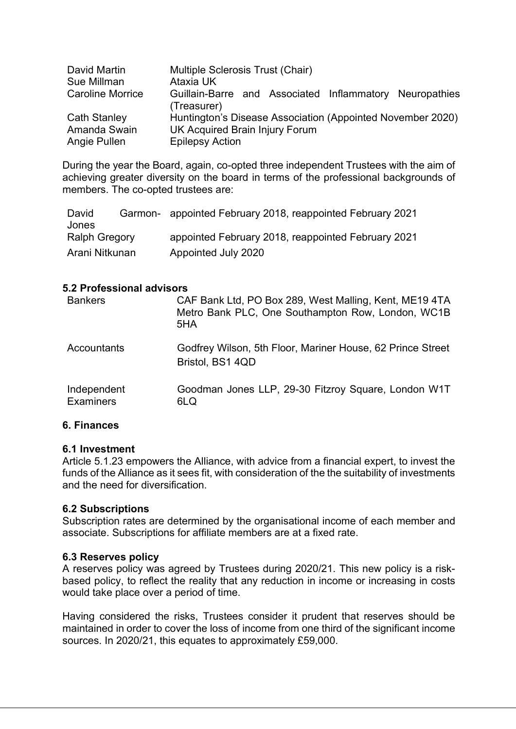| | |
|---|---|
| David Martin | Multiple Sclerosis Trust (Chair) |
| Sue Millman | Ataxia UK |
| Caroline Morrice | Guillain-Barre and Associated Inflammatory Neuropathies (Treasurer) |
| Cath Stanley | Huntington's Disease Association (Appointed November 2020) |
| Amanda Swain | UK Acquired Brain Injury Forum |
| Angie Pullen | Epilepsy Action |

During the year the Board, again, co-opted three independent Trustees with the aim of achieving greater diversity on the board in terms of the professional backgrounds of members. The co-opted trustees are:

| | |
|---|---|
| David Garmon-Jones | appointed February 2018, reappointed February 2021 |
| Ralph Gregory | appointed February 2018, reappointed February 2021 |
| Arani Nitkunan | Appointed July 2020 |

### 5.2 Professional advisors

| | |
|---|---|
| Bankers | CAF Bank Ltd, PO Box 289, West Malling, Kent, ME19 4TA<br>Metro Bank PLC, One Southampton Row, London, WC1B 5HA |
| Accountants | Godfrey Wilson, 5th Floor, Mariner House, 62 Prince Street Bristol, BS1 4QD |
| Independent Examiners | Goodman Jones LLP, 29-30 Fitzroy Square, London W1T 6LQ |

## 6. Finances

### 6.1 Investment

Article 5.1.23 empowers the Alliance, with advice from a financial expert, to invest the funds of the Alliance as it sees fit, with consideration of the the suitability of investments and the need for diversification.

### 6.2 Subscriptions

Subscription rates are determined by the organisational income of each member and associate. Subscriptions for affiliate members are at a fixed rate.

### 6.3 Reserves policy

A reserves policy was agreed by Trustees during 2020/21. This new policy is a risk-based policy, to reflect the reality that any reduction in income or increasing in costs would take place over a period of time.

Having considered the risks, Trustees consider it prudent that reserves should be maintained in order to cover the loss of income from one third of the significant income sources. In 2020/21, this equates to approximately £59,000.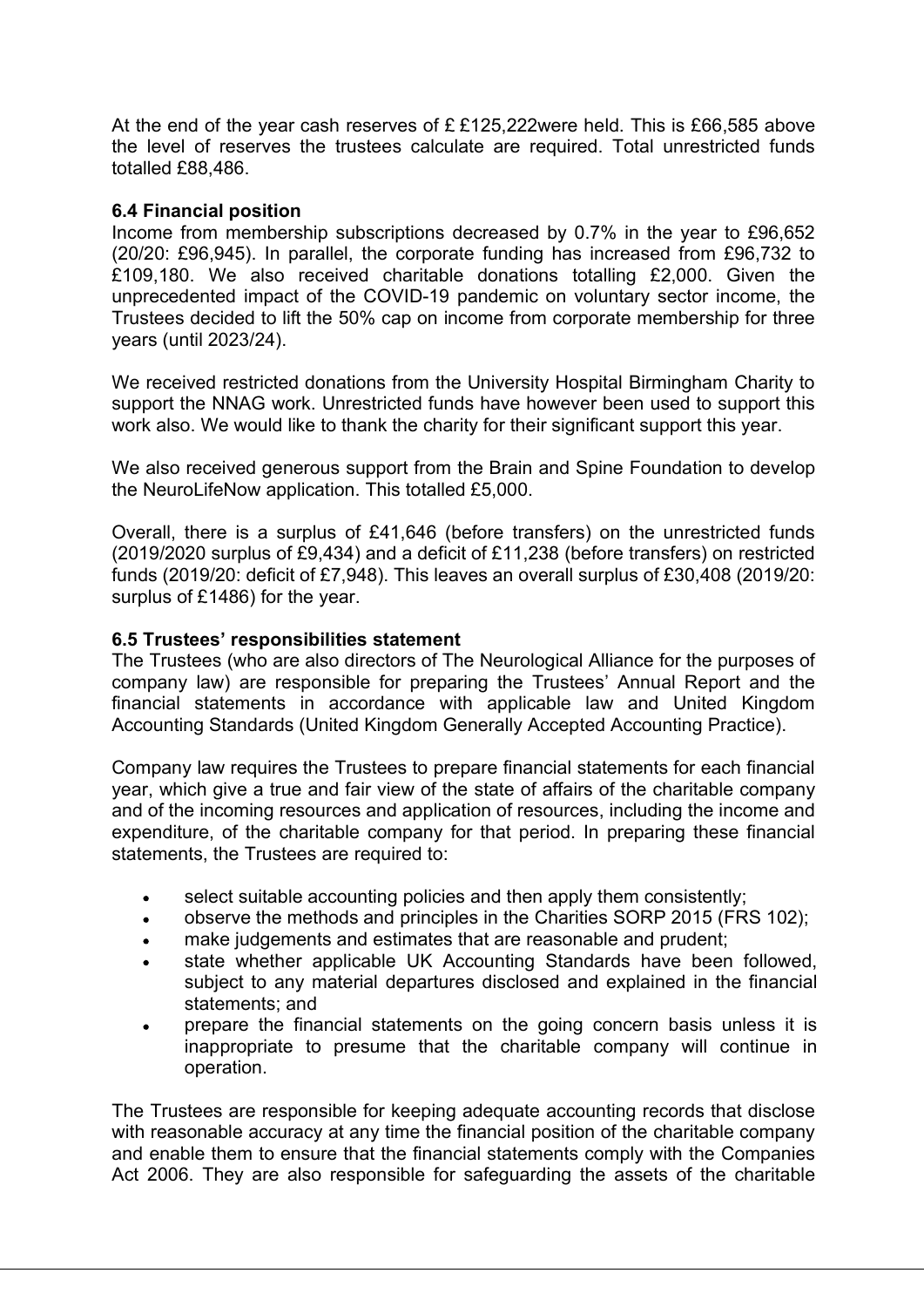At the end of the year cash reserves of £ £125,222were held. This is £66,585 above the level of reserves the trustees calculate are required. Total unrestricted funds totalled £88,486.

**6.4 Financial position**

Income from membership subscriptions decreased by 0.7% in the year to £96,652 (20/20: £96,945). In parallel, the corporate funding has increased from £96,732 to £109,180. We also received charitable donations totalling £2,000. Given the unprecedented impact of the COVID-19 pandemic on voluntary sector income, the Trustees decided to lift the 50% cap on income from corporate membership for three years (until 2023/24).

We received restricted donations from the University Hospital Birmingham Charity to support the NNAG work. Unrestricted funds have however been used to support this work also. We would like to thank the charity for their significant support this year.

We also received generous support from the Brain and Spine Foundation to develop the NeuroLifeNow application. This totalled £5,000.

Overall, there is a surplus of £41,646 (before transfers) on the unrestricted funds (2019/2020 surplus of £9,434) and a deficit of £11,238 (before transfers) on restricted funds (2019/20: deficit of £7,948). This leaves an overall surplus of £30,408 (2019/20: surplus of £1486) for the year.

**6.5 Trustees' responsibilities statement**

The Trustees (who are also directors of The Neurological Alliance for the purposes of company law) are responsible for preparing the Trustees' Annual Report and the financial statements in accordance with applicable law and United Kingdom Accounting Standards (United Kingdom Generally Accepted Accounting Practice).

Company law requires the Trustees to prepare financial statements for each financial year, which give a true and fair view of the state of affairs of the charitable company and of the incoming resources and application of resources, including the income and expenditure, of the charitable company for that period. In preparing these financial statements, the Trustees are required to:

- select suitable accounting policies and then apply them consistently;
- observe the methods and principles in the Charities SORP 2015 (FRS 102);
- make judgements and estimates that are reasonable and prudent;
- state whether applicable UK Accounting Standards have been followed, subject to any material departures disclosed and explained in the financial statements; and
- prepare the financial statements on the going concern basis unless it is inappropriate to presume that the charitable company will continue in operation.

The Trustees are responsible for keeping adequate accounting records that disclose with reasonable accuracy at any time the financial position of the charitable company and enable them to ensure that the financial statements comply with the Companies Act 2006. They are also responsible for safeguarding the assets of the charitable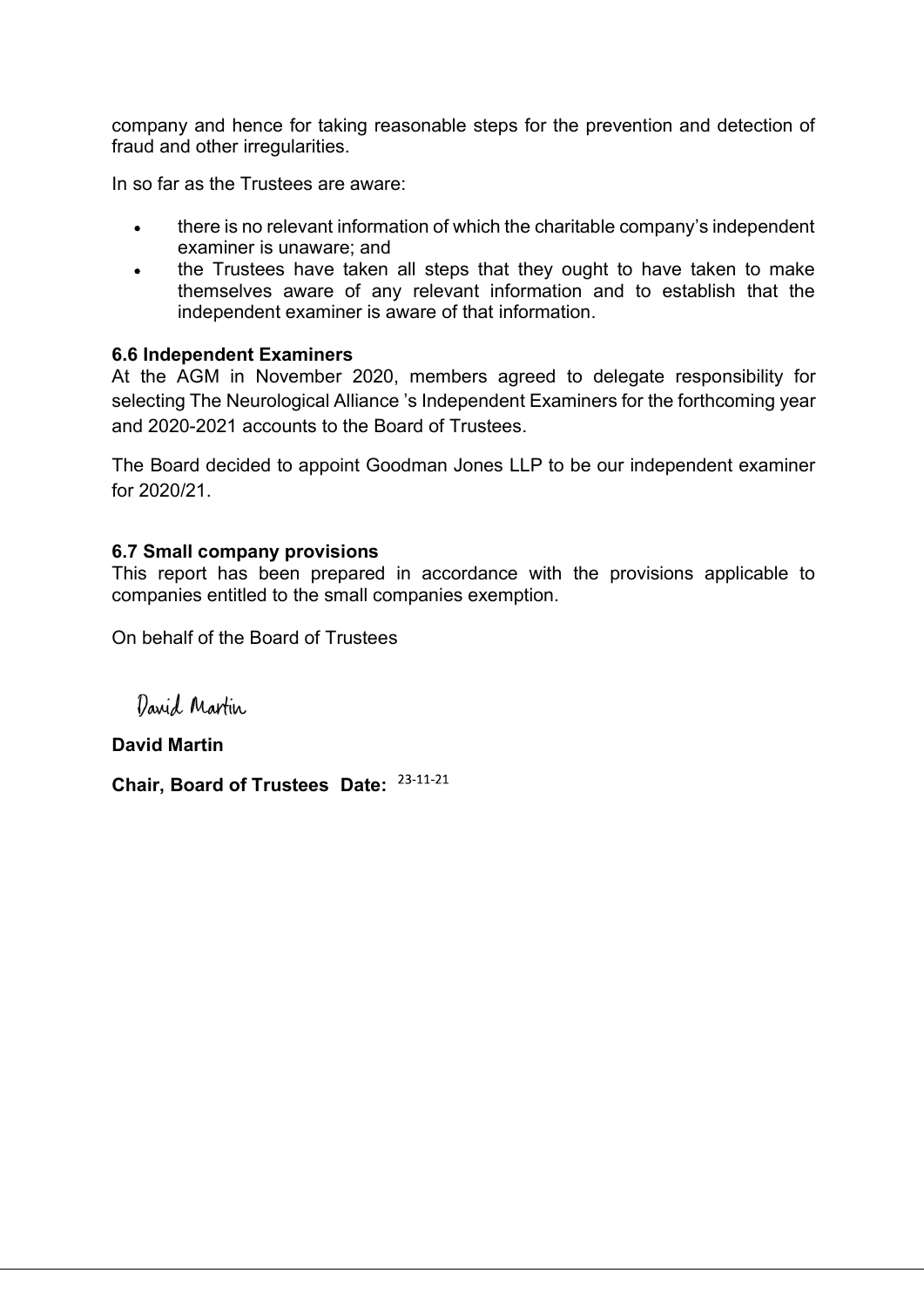company and hence for taking reasonable steps for the prevention and detection of fraud and other irregularities.

In so far as the Trustees are aware:

- there is no relevant information of which the charitable company's independent examiner is unaware; and
- the Trustees have taken all steps that they ought to have taken to make themselves aware of any relevant information and to establish that the independent examiner is aware of that information.

### 6.6 Independent Examiners

At the AGM in November 2020, members agreed to delegate responsibility for selecting The Neurological Alliance 's Independent Examiners for the forthcoming year and 2020-2021 accounts to the Board of Trustees.

The Board decided to appoint Goodman Jones LLP to be our independent examiner for 2020/21.

### 6.7 Small company provisions

This report has been prepared in accordance with the provisions applicable to companies entitled to the small companies exemption.

On behalf of the Board of Trustees

David Martin

**David Martin**

**Chair, Board of Trustees Date:** 23-11-21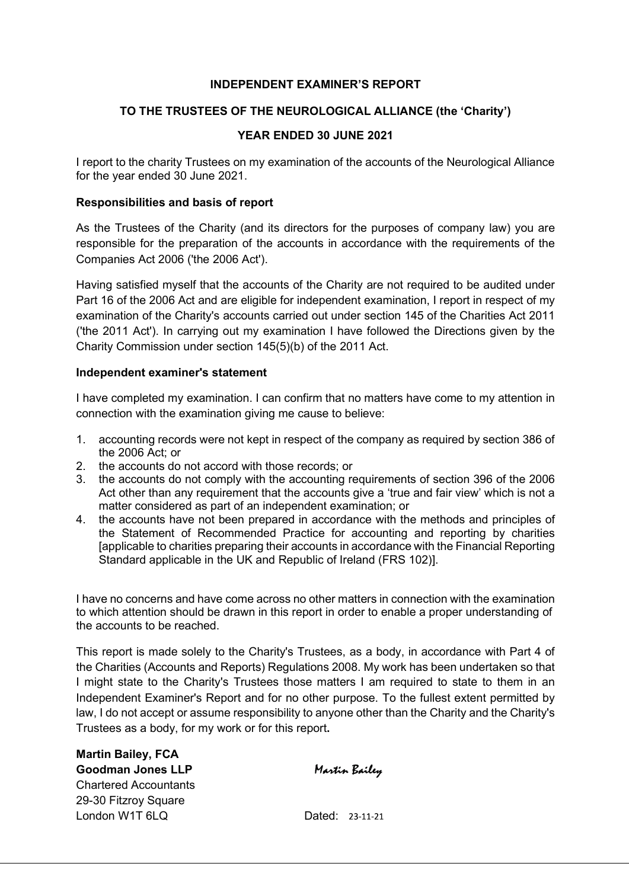**INDEPENDENT EXAMINER'S REPORT**

**TO THE TRUSTEES OF THE NEUROLOGICAL ALLIANCE (the 'Charity')**

**YEAR ENDED 30 JUNE 2021**

I report to the charity Trustees on my examination of the accounts of the Neurological Alliance for the year ended 30 June 2021.

**Responsibilities and basis of report**

As the Trustees of the Charity (and its directors for the purposes of company law) you are responsible for the preparation of the accounts in accordance with the requirements of the Companies Act 2006 ('the 2006 Act').

Having satisfied myself that the accounts of the Charity are not required to be audited under Part 16 of the 2006 Act and are eligible for independent examination, I report in respect of my examination of the Charity's accounts carried out under section 145 of the Charities Act 2011 ('the 2011 Act'). In carrying out my examination I have followed the Directions given by the Charity Commission under section 145(5)(b) of the 2011 Act.

**Independent examiner's statement**

I have completed my examination. I can confirm that no matters have come to my attention in connection with the examination giving me cause to believe:

1. accounting records were not kept in respect of the company as required by section 386 of the 2006 Act; or
2. the accounts do not accord with those records; or
3. the accounts do not comply with the accounting requirements of section 396 of the 2006 Act other than any requirement that the accounts give a 'true and fair view' which is not a matter considered as part of an independent examination; or
4. the accounts have not been prepared in accordance with the methods and principles of the Statement of Recommended Practice for accounting and reporting by charities [applicable to charities preparing their accounts in accordance with the Financial Reporting Standard applicable in the UK and Republic of Ireland (FRS 102)].

I have no concerns and have come across no other matters in connection with the examination to which attention should be drawn in this report in order to enable a proper understanding of the accounts to be reached.

This report is made solely to the Charity's Trustees, as a body, in accordance with Part 4 of the Charities (Accounts and Reports) Regulations 2008. My work has been undertaken so that I might state to the Charity's Trustees those matters I am required to state to them in an Independent Examiner's Report and for no other purpose. To the fullest extent permitted by law, I do not accept or assume responsibility to anyone other than the Charity and the Charity's Trustees as a body, for my work or for this report.

**Martin Bailey, FCA**
**Goodman Jones LLP** *Martin Bailey*
Chartered Accountants
29-30 Fitzroy Square
London W1T 6LQ Dated: 23-11-21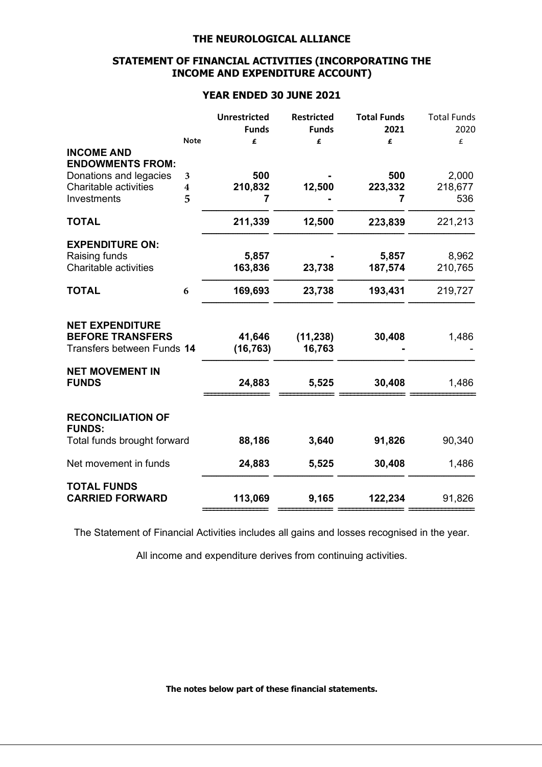# THE NEUROLOGICAL ALLIANCE

## STATEMENT OF FINANCIAL ACTIVITIES (INCORPORATING THE INCOME AND EXPENDITURE ACCOUNT)

### YEAR ENDED 30 JUNE 2021

| | Note | Unrestricted Funds £ | Restricted Funds £ | Total Funds 2021 £ | Total Funds 2020 £ |
|---|---|---|---|---|---|
| **INCOME AND ENDOWMENTS FROM:** | | | | | |
| Donations and legacies | 3 | **500** | **-** | **500** | 2,000 |
| Charitable activities | 4 | **210,832** | **12,500** | **223,332** | 218,677 |
| Investments | 5 | **7** | **-** | **7** | 536 |
| **TOTAL** | | **211,339** | **12,500** | **223,839** | 221,213 |
| **EXPENDITURE ON:** | | | | | |
| Raising funds | | **5,857** | **-** | **5,857** | 8,962 |
| Charitable activities | | **163,836** | **23,738** | **187,574** | 210,765 |
| **TOTAL** | 6 | **169,693** | **23,738** | **193,431** | 219,727 |
| **NET EXPENDITURE BEFORE TRANSFERS** | | **41,646** | **(11,238)** | **30,408** | 1,486 |
| Transfers between Funds | **14** | **(16,763)** | **16,763** | **-** | - |
| **NET MOVEMENT IN FUNDS** | | **24,883** | **5,525** | **30,408** | 1,486 |
| **RECONCILIATION OF FUNDS:** | | | | | |
| Total funds brought forward | | **88,186** | **3,640** | **91,826** | 90,340 |
| Net movement in funds | | **24,883** | **5,525** | **30,408** | 1,486 |
| **TOTAL FUNDS CARRIED FORWARD** | | **113,069** | **9,165** | **122,234** | 91,826 |

The Statement of Financial Activities includes all gains and losses recognised in the year.

All income and expenditure derives from continuing activities.

**The notes below part of these financial statements.**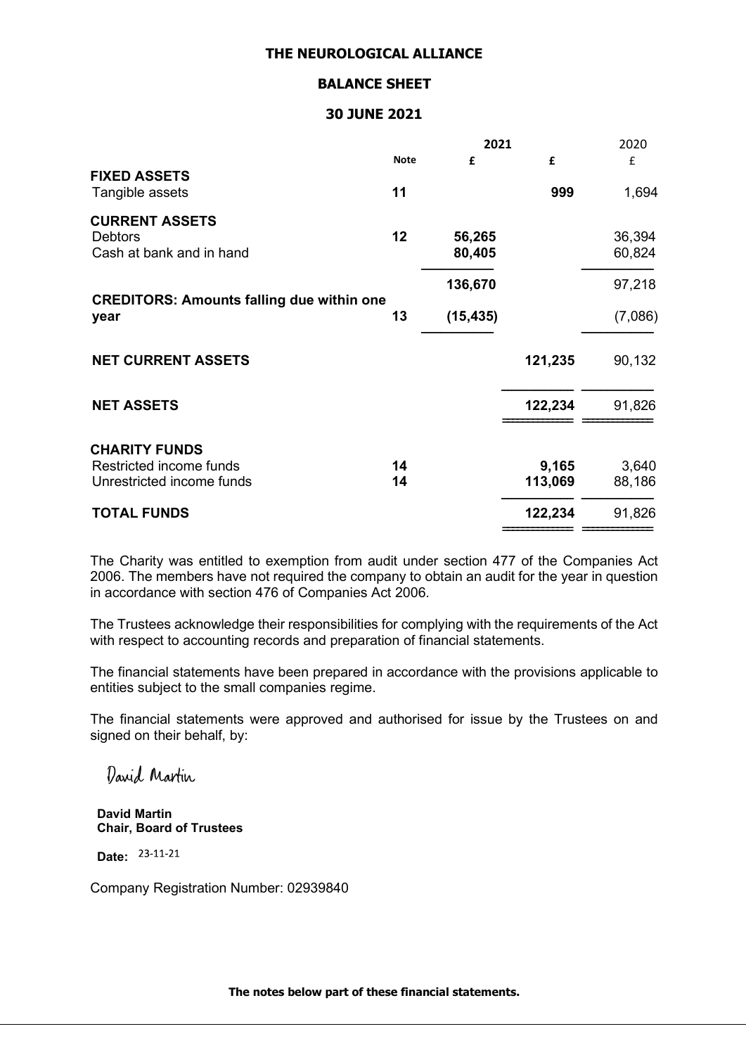**THE NEUROLOGICAL ALLIANCE**

**BALANCE SHEET**

**30 JUNE 2021**

| | Note | 2021 £ | 2021 £ | 2020 £ |
|---|---|---|---|---|
| **FIXED ASSETS** | | | | |
| Tangible assets | **11** | | **999** | 1,694 |
| **CURRENT ASSETS** | | | | |
| Debtors | **12** | **56,265** | | 36,394 |
| Cash at bank and in hand | | **80,405** | | 60,824 |
| | | **136,670** | | 97,218 |
| **CREDITORS: Amounts falling due within one year** | **13** | **(15,435)** | | (7,086) |
| **NET CURRENT ASSETS** | | | **121,235** | 90,132 |
| **NET ASSETS** | | | **122,234** | 91,826 |
| **CHARITY FUNDS** | | | | |
| Restricted income funds | **14** | | **9,165** | 3,640 |
| Unrestricted income funds | **14** | | **113,069** | 88,186 |
| **TOTAL FUNDS** | | | **122,234** | 91,826 |

The Charity was entitled to exemption from audit under section 477 of the Companies Act 2006. The members have not required the company to obtain an audit for the year in question in accordance with section 476 of Companies Act 2006.

The Trustees acknowledge their responsibilities for complying with the requirements of the Act with respect to accounting records and preparation of financial statements.

The financial statements have been prepared in accordance with the provisions applicable to entities subject to the small companies regime.

The financial statements were approved and authorised for issue by the Trustees on and signed on their behalf, by:

David Martin

**David Martin**
**Chair, Board of Trustees**

**Date:** 23-11-21

Company Registration Number: 02939840

**The notes below part of these financial statements.**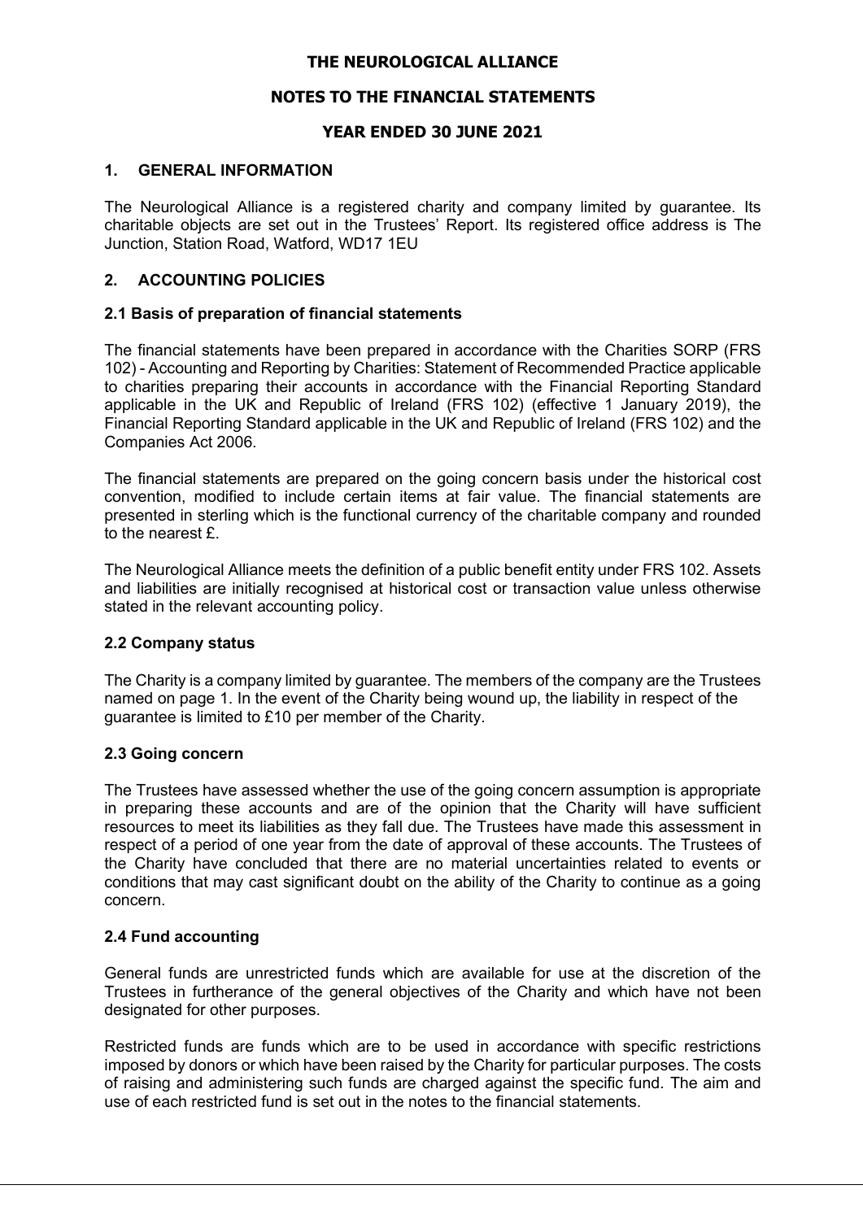# THE NEUROLOGICAL ALLIANCE

## NOTES TO THE FINANCIAL STATEMENTS

## YEAR ENDED 30 JUNE 2021

### 1. GENERAL INFORMATION

The Neurological Alliance is a registered charity and company limited by guarantee. Its charitable objects are set out in the Trustees' Report. Its registered office address is The Junction, Station Road, Watford, WD17 1EU

### 2. ACCOUNTING POLICIES

#### 2.1 Basis of preparation of financial statements

The financial statements have been prepared in accordance with the Charities SORP (FRS 102) - Accounting and Reporting by Charities: Statement of Recommended Practice applicable to charities preparing their accounts in accordance with the Financial Reporting Standard applicable in the UK and Republic of Ireland (FRS 102) (effective 1 January 2019), the Financial Reporting Standard applicable in the UK and Republic of Ireland (FRS 102) and the Companies Act 2006.

The financial statements are prepared on the going concern basis under the historical cost convention, modified to include certain items at fair value. The financial statements are presented in sterling which is the functional currency of the charitable company and rounded to the nearest £.

The Neurological Alliance meets the definition of a public benefit entity under FRS 102. Assets and liabilities are initially recognised at historical cost or transaction value unless otherwise stated in the relevant accounting policy.

#### 2.2 Company status

The Charity is a company limited by guarantee. The members of the company are the Trustees named on page 1. In the event of the Charity being wound up, the liability in respect of the guarantee is limited to £10 per member of the Charity.

#### 2.3 Going concern

The Trustees have assessed whether the use of the going concern assumption is appropriate in preparing these accounts and are of the opinion that the Charity will have sufficient resources to meet its liabilities as they fall due. The Trustees have made this assessment in respect of a period of one year from the date of approval of these accounts. The Trustees of the Charity have concluded that there are no material uncertainties related to events or conditions that may cast significant doubt on the ability of the Charity to continue as a going concern.

#### 2.4 Fund accounting

General funds are unrestricted funds which are available for use at the discretion of the Trustees in furtherance of the general objectives of the Charity and which have not been designated for other purposes.

Restricted funds are funds which are to be used in accordance with specific restrictions imposed by donors or which have been raised by the Charity for particular purposes. The costs of raising and administering such funds are charged against the specific fund. The aim and use of each restricted fund is set out in the notes to the financial statements.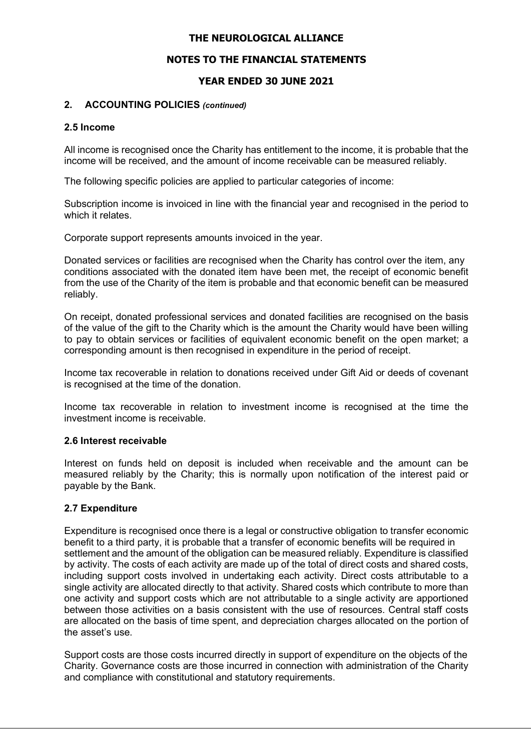# THE NEUROLOGICAL ALLIANCE

## NOTES TO THE FINANCIAL STATEMENTS

## YEAR ENDED 30 JUNE 2021

### 2. ACCOUNTING POLICIES *(continued)*

#### 2.5 Income

All income is recognised once the Charity has entitlement to the income, it is probable that the income will be received, and the amount of income receivable can be measured reliably.

The following specific policies are applied to particular categories of income:

Subscription income is invoiced in line with the financial year and recognised in the period to which it relates.

Corporate support represents amounts invoiced in the year.

Donated services or facilities are recognised when the Charity has control over the item, any conditions associated with the donated item have been met, the receipt of economic benefit from the use of the Charity of the item is probable and that economic benefit can be measured reliably.

On receipt, donated professional services and donated facilities are recognised on the basis of the value of the gift to the Charity which is the amount the Charity would have been willing to pay to obtain services or facilities of equivalent economic benefit on the open market; a corresponding amount is then recognised in expenditure in the period of receipt.

Income tax recoverable in relation to donations received under Gift Aid or deeds of covenant is recognised at the time of the donation.

Income tax recoverable in relation to investment income is recognised at the time the investment income is receivable.

#### 2.6 Interest receivable

Interest on funds held on deposit is included when receivable and the amount can be measured reliably by the Charity; this is normally upon notification of the interest paid or payable by the Bank.

#### 2.7 Expenditure

Expenditure is recognised once there is a legal or constructive obligation to transfer economic benefit to a third party, it is probable that a transfer of economic benefits will be required in settlement and the amount of the obligation can be measured reliably. Expenditure is classified by activity. The costs of each activity are made up of the total of direct costs and shared costs, including support costs involved in undertaking each activity. Direct costs attributable to a single activity are allocated directly to that activity. Shared costs which contribute to more than one activity and support costs which are not attributable to a single activity are apportioned between those activities on a basis consistent with the use of resources. Central staff costs are allocated on the basis of time spent, and depreciation charges allocated on the portion of the asset's use.

Support costs are those costs incurred directly in support of expenditure on the objects of the Charity. Governance costs are those incurred in connection with administration of the Charity and compliance with constitutional and statutory requirements.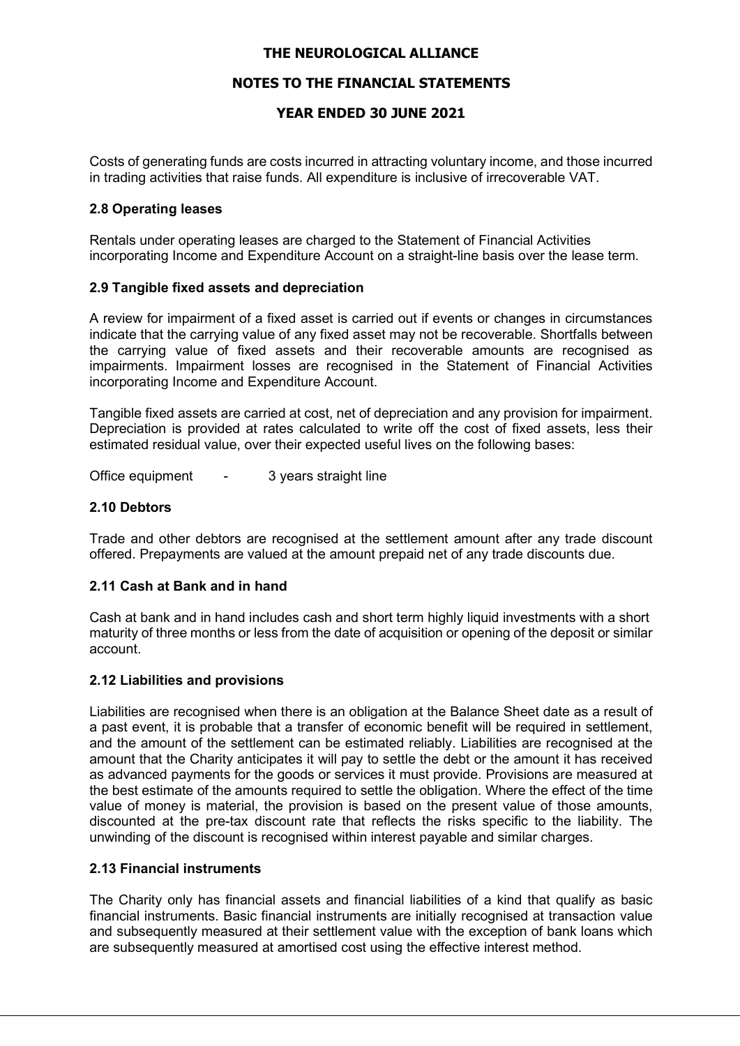Costs of generating funds are costs incurred in attracting voluntary income, and those incurred in trading activities that raise funds. All expenditure is inclusive of irrecoverable VAT.

### 2.8 Operating leases

Rentals under operating leases are charged to the Statement of Financial Activities incorporating Income and Expenditure Account on a straight-line basis over the lease term.

### 2.9 Tangible fixed assets and depreciation

A review for impairment of a fixed asset is carried out if events or changes in circumstances indicate that the carrying value of any fixed asset may not be recoverable. Shortfalls between the carrying value of fixed assets and their recoverable amounts are recognised as impairments. Impairment losses are recognised in the Statement of Financial Activities incorporating Income and Expenditure Account.

Tangible fixed assets are carried at cost, net of depreciation and any provision for impairment. Depreciation is provided at rates calculated to write off the cost of fixed assets, less their estimated residual value, over their expected useful lives on the following bases:

Office equipment - 3 years straight line

### 2.10 Debtors

Trade and other debtors are recognised at the settlement amount after any trade discount offered. Prepayments are valued at the amount prepaid net of any trade discounts due.

### 2.11 Cash at Bank and in hand

Cash at bank and in hand includes cash and short term highly liquid investments with a short maturity of three months or less from the date of acquisition or opening of the deposit or similar account.

### 2.12 Liabilities and provisions

Liabilities are recognised when there is an obligation at the Balance Sheet date as a result of a past event, it is probable that a transfer of economic benefit will be required in settlement, and the amount of the settlement can be estimated reliably. Liabilities are recognised at the amount that the Charity anticipates it will pay to settle the debt or the amount it has received as advanced payments for the goods or services it must provide. Provisions are measured at the best estimate of the amounts required to settle the obligation. Where the effect of the time value of money is material, the provision is based on the present value of those amounts, discounted at the pre-tax discount rate that reflects the risks specific to the liability. The unwinding of the discount is recognised within interest payable and similar charges.

### 2.13 Financial instruments

The Charity only has financial assets and financial liabilities of a kind that qualify as basic financial instruments. Basic financial instruments are initially recognised at transaction value and subsequently measured at their settlement value with the exception of bank loans which are subsequently measured at amortised cost using the effective interest method.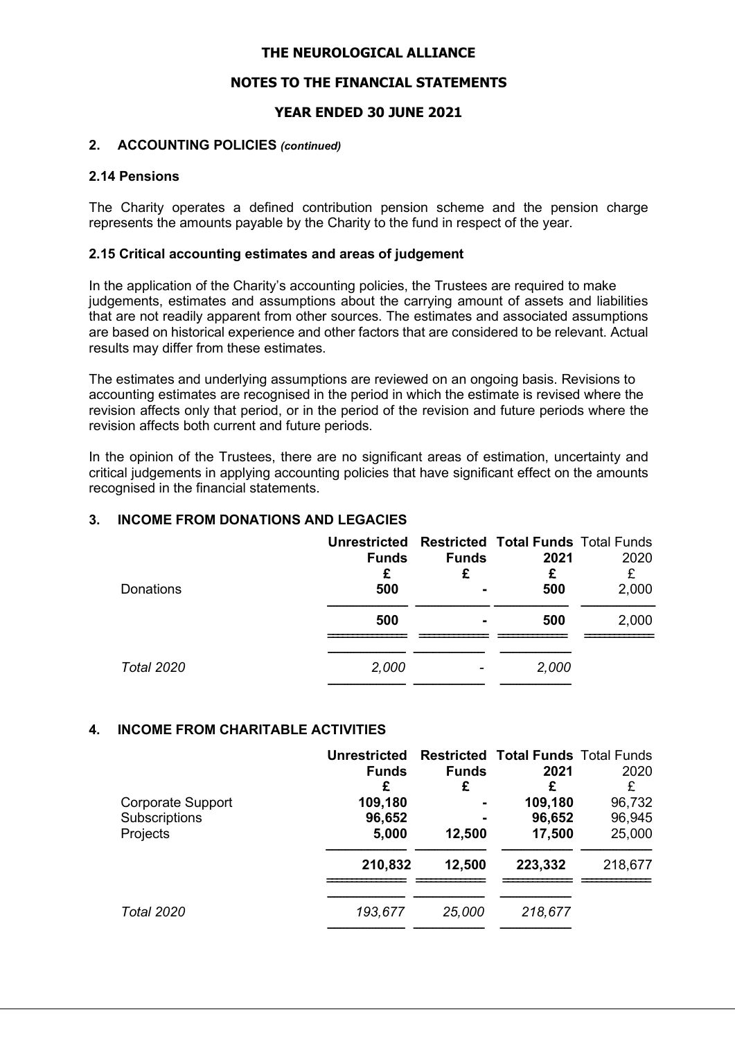**THE NEUROLOGICAL ALLIANCE**

**NOTES TO THE FINANCIAL STATEMENTS**

**YEAR ENDED 30 JUNE 2021**

## 2. ACCOUNTING POLICIES *(continued)*

### 2.14 Pensions

The Charity operates a defined contribution pension scheme and the pension charge represents the amounts payable by the Charity to the fund in respect of the year.

### 2.15 Critical accounting estimates and areas of judgement

In the application of the Charity's accounting policies, the Trustees are required to make judgements, estimates and assumptions about the carrying amount of assets and liabilities that are not readily apparent from other sources. The estimates and associated assumptions are based on historical experience and other factors that are considered to be relevant. Actual results may differ from these estimates.

The estimates and underlying assumptions are reviewed on an ongoing basis. Revisions to accounting estimates are recognised in the period in which the estimate is revised where the revision affects only that period, or in the period of the revision and future periods where the revision affects both current and future periods.

In the opinion of the Trustees, there are no significant areas of estimation, uncertainty and critical judgements in applying accounting policies that have significant effect on the amounts recognised in the financial statements.

## 3. INCOME FROM DONATIONS AND LEGACIES

| | **Unrestricted Funds** | **Restricted Funds** | **Total Funds 2021** | Total Funds 2020 |
|---|---|---|---|---|
| | **£** | **£** | **£** | £ |
| Donations | **500** | **-** | **500** | 2,000 |
| | **500** | **-** | **500** | 2,000 |
| *Total 2020* | *2,000* | - | *2,000* | |

## 4. INCOME FROM CHARITABLE ACTIVITIES

| | **Unrestricted Funds** | **Restricted Funds** | **Total Funds 2021** | Total Funds 2020 |
|---|---|---|---|---|
| | **£** | **£** | **£** | £ |
| Corporate Support | **109,180** | **-** | **109,180** | 96,732 |
| Subscriptions | **96,652** | **-** | **96,652** | 96,945 |
| Projects | **5,000** | **12,500** | **17,500** | 25,000 |
| | **210,832** | **12,500** | **223,332** | 218,677 |
| *Total 2020* | *193,677* | *25,000* | *218,677* | |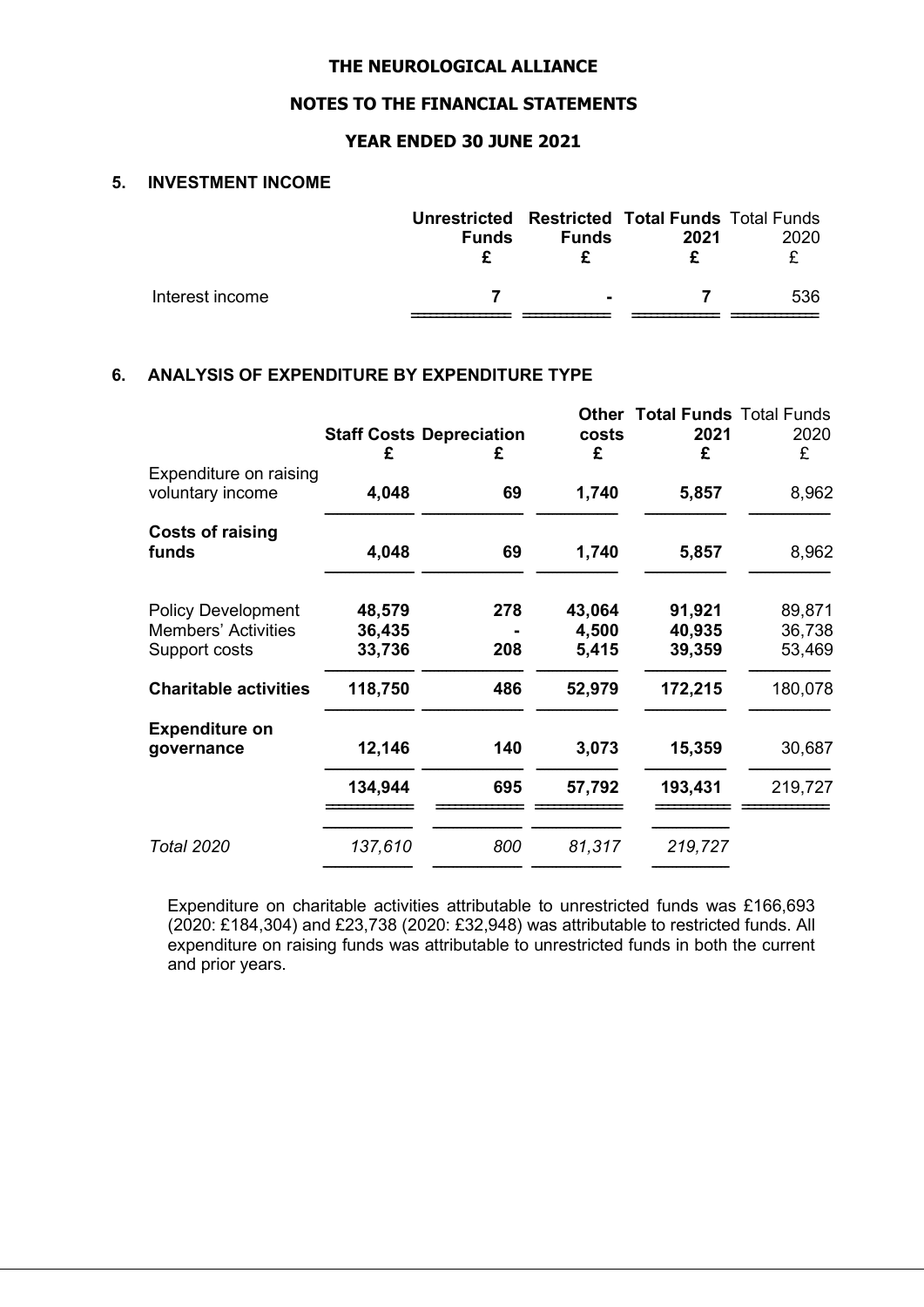# THE NEUROLOGICAL ALLIANCE

## NOTES TO THE FINANCIAL STATEMENTS

## YEAR ENDED 30 JUNE 2021

### 5. INVESTMENT INCOME

| | Unrestricted Funds £ | Restricted Funds £ | Total Funds 2021 £ | Total Funds 2020 £ |
|---|---|---|---|---|
| Interest income | **7** | **-** | **7** | 536 |

### 6. ANALYSIS OF EXPENDITURE BY EXPENDITURE TYPE

| | Staff Costs £ | Depreciation £ | Other costs £ | Total Funds 2021 £ | Total Funds 2020 £ |
|---|---|---|---|---|---|
| Expenditure on raising voluntary income | **4,048** | **69** | **1,740** | **5,857** | 8,962 |
| **Costs of raising funds** | **4,048** | **69** | **1,740** | **5,857** | 8,962 |
| Policy Development | **48,579** | **278** | **43,064** | **91,921** | 89,871 |
| Members' Activities | **36,435** | **-** | **4,500** | **40,935** | 36,738 |
| Support costs | **33,736** | **208** | **5,415** | **39,359** | 53,469 |
| **Charitable activities** | **118,750** | **486** | **52,979** | **172,215** | 180,078 |
| **Expenditure on governance** | **12,146** | **140** | **3,073** | **15,359** | 30,687 |
| | **134,944** | **695** | **57,792** | **193,431** | 219,727 |
| *Total 2020* | *137,610* | *800* | *81,317* | *219,727* | |

Expenditure on charitable activities attributable to unrestricted funds was £166,693 (2020: £184,304) and £23,738 (2020: £32,948) was attributable to restricted funds. All expenditure on raising funds was attributable to unrestricted funds in both the current and prior years.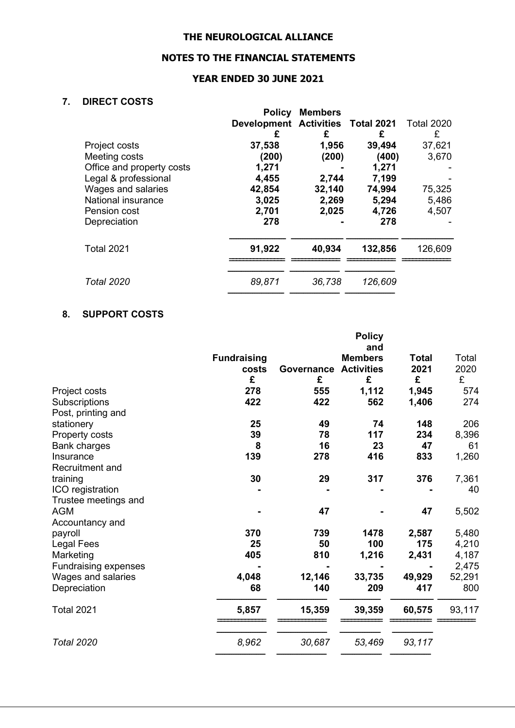**THE NEUROLOGICAL ALLIANCE**

**NOTES TO THE FINANCIAL STATEMENTS**

**YEAR ENDED 30 JUNE 2021**

## 7. DIRECT COSTS

| | Policy Development | Members Activities | Total 2021 | Total 2020 |
|---|---|---|---|---|
| | £ | £ | £ | £ |
| Project costs | 37,538 | 1,956 | 39,494 | 37,621 |
| Meeting costs | (200) | (200) | (400) | 3,670 |
| Office and property costs | 1,271 | - | 1,271 | - |
| Legal & professional | 4,455 | 2,744 | 7,199 | - |
| Wages and salaries | 42,854 | 32,140 | 74,994 | 75,325 |
| National insurance | 3,025 | 2,269 | 5,294 | 5,486 |
| Pension cost | 2,701 | 2,025 | 4,726 | 4,507 |
| Depreciation | 278 | - | 278 | - |
| Total 2021 | 91,922 | 40,934 | 132,856 | 126,609 |
| *Total 2020* | *89,871* | *36,738* | *126,609* | |

## 8. SUPPORT COSTS

| | Fundraising costs | Governance | Policy and Members Activities | Total 2021 | Total 2020 |
|---|---|---|---|---|---|
| | £ | £ | £ | £ | £ |
| Project costs | 278 | 555 | 1,112 | 1,945 | 574 |
| Subscriptions | 422 | 422 | 562 | 1,406 | 274 |
| Post, printing and stationery | 25 | 49 | 74 | 148 | 206 |
| Property costs | 39 | 78 | 117 | 234 | 8,396 |
| Bank charges | 8 | 16 | 23 | 47 | 61 |
| Insurance | 139 | 278 | 416 | 833 | 1,260 |
| Recruitment and training | 30 | 29 | 317 | 376 | 7,361 |
| ICO registration | - | - | - | - | 40 |
| Trustee meetings and AGM | - | 47 | - | 47 | 5,502 |
| Accountancy and payroll | 370 | 739 | 1478 | 2,587 | 5,480 |
| Legal Fees | 25 | 50 | 100 | 175 | 4,210 |
| Marketing | 405 | 810 | 1,216 | 2,431 | 4,187 |
| Fundraising expenses | - | - | - | - | 2,475 |
| Wages and salaries | 4,048 | 12,146 | 33,735 | 49,929 | 52,291 |
| Depreciation | 68 | 140 | 209 | 417 | 800 |
| Total 2021 | 5,857 | 15,359 | 39,359 | 60,575 | 93,117 |
| *Total 2020* | *8,962* | *30,687* | *53,469* | *93,117* | |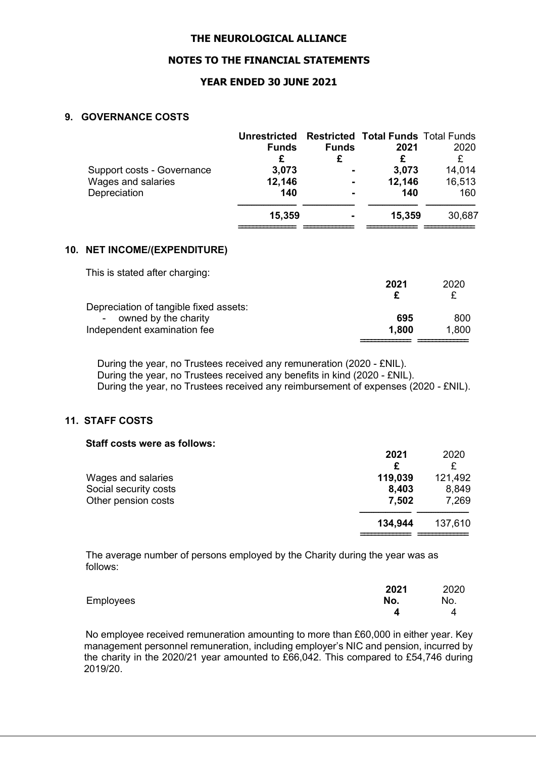# THE NEUROLOGICAL ALLIANCE

## NOTES TO THE FINANCIAL STATEMENTS

## YEAR ENDED 30 JUNE 2021

### 9. GOVERNANCE COSTS

| | Unrestricted Funds £ | Restricted Funds £ | Total Funds 2021 £ | Total Funds 2020 £ |
|---|---|---|---|---|
| Support costs - Governance | 3,073 | - | 3,073 | 14,014 |
| Wages and salaries | 12,146 | - | 12,146 | 16,513 |
| Depreciation | 140 | - | 140 | 160 |
| | **15,359** | - | **15,359** | 30,687 |

### 10. NET INCOME/(EXPENDITURE)

This is stated after charging:

| | 2021 £ | 2020 £ |
|---|---|---|
| Depreciation of tangible fixed assets: | | |
| - owned by the charity | 695 | 800 |
| Independent examination fee | 1,800 | 1,800 |

During the year, no Trustees received any remuneration (2020 - £NIL).
During the year, no Trustees received any benefits in kind (2020 - £NIL).
During the year, no Trustees received any reimbursement of expenses (2020 - £NIL).

### 11. STAFF COSTS

**Staff costs were as follows:**

| | 2021 £ | 2020 £ |
|---|---|---|
| Wages and salaries | 119,039 | 121,492 |
| Social security costs | 8,403 | 8,849 |
| Other pension costs | 7,502 | 7,269 |
| | **134,944** | 137,610 |

The average number of persons employed by the Charity during the year was as follows:

| | 2021 No. | 2020 No. |
|---|---|---|
| Employees | 4 | 4 |

No employee received remuneration amounting to more than £60,000 in either year. Key management personnel remuneration, including employer's NIC and pension, incurred by the charity in the 2020/21 year amounted to £66,042. This compared to £54,746 during 2019/20.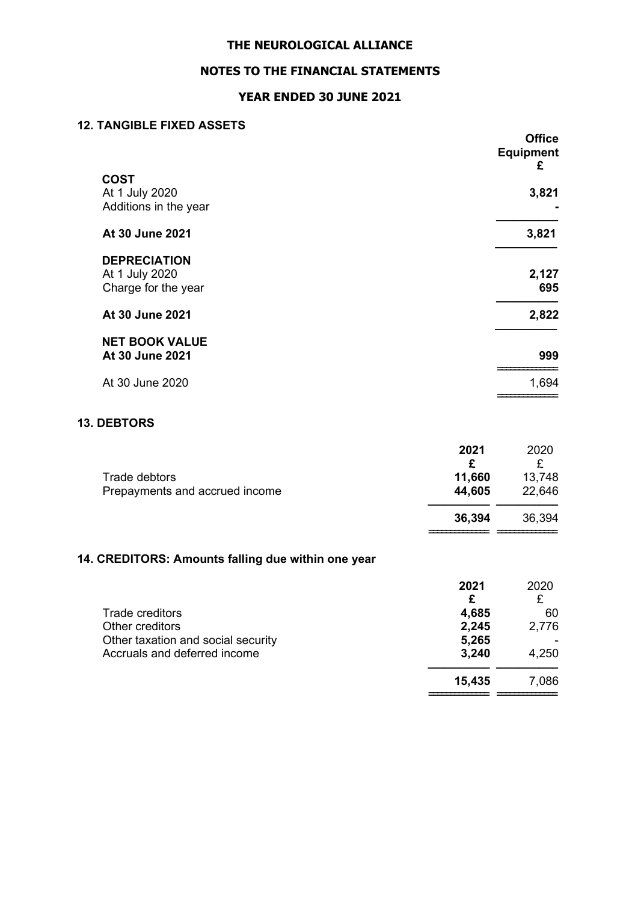# THE NEUROLOGICAL ALLIANCE

## NOTES TO THE FINANCIAL STATEMENTS

## YEAR ENDED 30 JUNE 2021

### 12. TANGIBLE FIXED ASSETS

| | Office Equipment £ |
|---|---|
| **COST** | |
| At 1 July 2020 | **3,821** |
| Additions in the year | **-** |
| **At 30 June 2021** | **3,821** |
| **DEPRECIATION** | |
| At 1 July 2020 | **2,127** |
| Charge for the year | **695** |
| **At 30 June 2021** | **2,822** |
| **NET BOOK VALUE** | |
| **At 30 June 2021** | **999** |
| At 30 June 2020 | 1,694 |

### 13. DEBTORS

| | 2021 £ | 2020 £ |
|---|---|---|
| Trade debtors | **11,660** | 13,748 |
| Prepayments and accrued income | **44,605** | 22,646 |
| | **36,394** | 36,394 |

### 14. CREDITORS: Amounts falling due within one year

| | 2021 £ | 2020 £ |
|---|---|---|
| Trade creditors | **4,685** | 60 |
| Other creditors | **2,245** | 2,776 |
| Other taxation and social security | **5,265** | - |
| Accruals and deferred income | **3,240** | 4,250 |
| | **15,435** | 7,086 |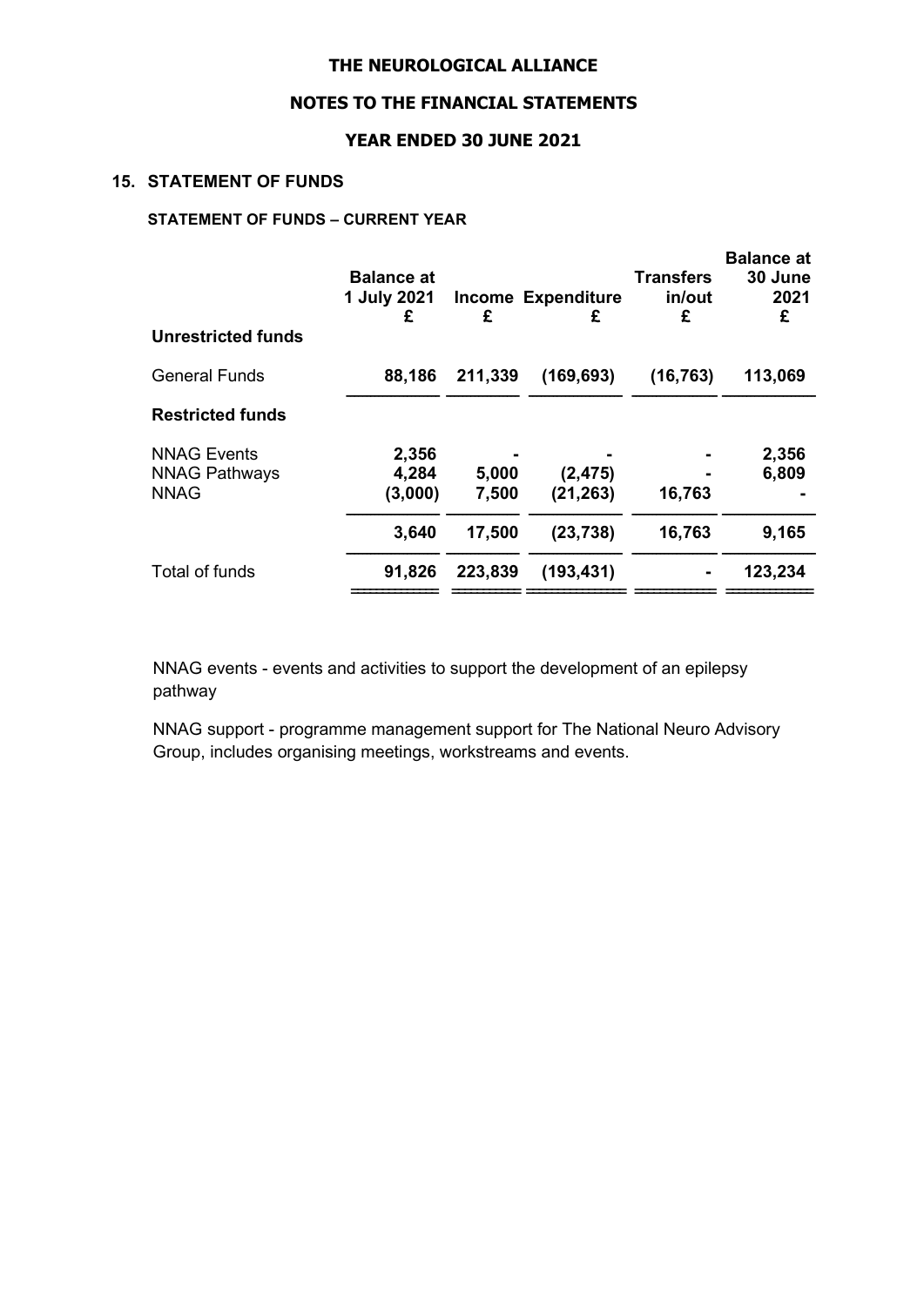# THE NEUROLOGICAL ALLIANCE

## NOTES TO THE FINANCIAL STATEMENTS

## YEAR ENDED 30 JUNE 2021

### 15. STATEMENT OF FUNDS

**STATEMENT OF FUNDS – CURRENT YEAR**

| | Balance at 1 July 2021 £ | Income £ | Expenditure £ | Transfers in/out £ | Balance at 30 June 2021 £ |
|---|---|---|---|---|---|
| **Unrestricted funds** | | | | | |
| General Funds | **88,186** | **211,339** | **(169,693)** | **(16,763)** | **113,069** |
| **Restricted funds** | | | | | |
| NNAG Events | **2,356** | **-** | **-** | **-** | **2,356** |
| NNAG Pathways | **4,284** | **5,000** | **(2,475)** | **-** | **6,809** |
| NNAG | **(3,000)** | **7,500** | **(21,263)** | **16,763** | **-** |
| | **3,640** | **17,500** | **(23,738)** | **16,763** | **9,165** |
| Total of funds | **91,826** | **223,839** | **(193,431)** | **-** | **123,234** |

NNAG events - events and activities to support the development of an epilepsy pathway

NNAG support - programme management support for The National Neuro Advisory Group, includes organising meetings, workstreams and events.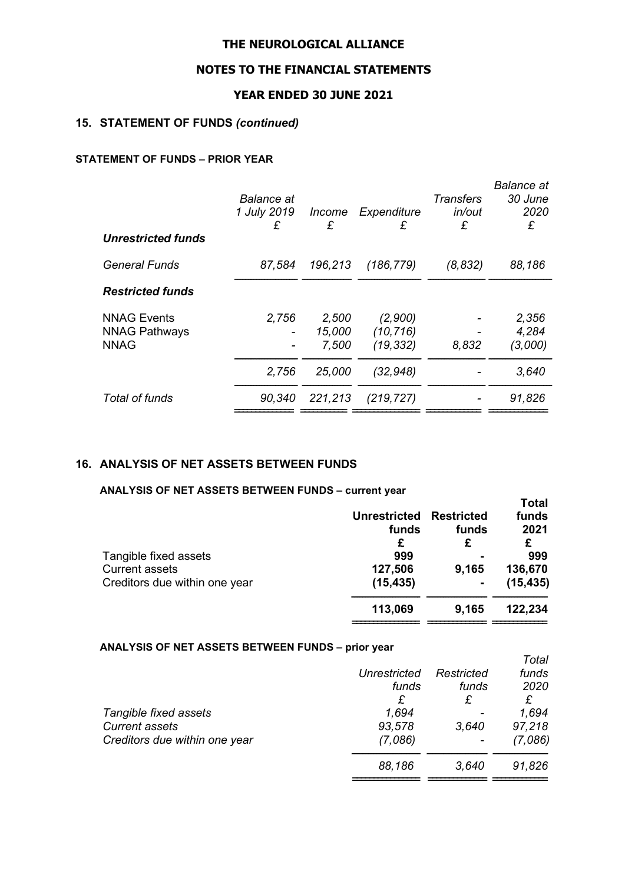# THE NEUROLOGICAL ALLIANCE

## NOTES TO THE FINANCIAL STATEMENTS

## YEAR ENDED 30 JUNE 2021

### 15. STATEMENT OF FUNDS *(continued)*

**STATEMENT OF FUNDS – PRIOR YEAR**

| | *Balance at 1 July 2019* | *Income* | *Expenditure* | *Transfers in/out* | *Balance at 30 June 2020* |
|---|---|---|---|---|---|
| | *£* | *£* | *£* | *£* | *£* |
| ***Unrestricted funds*** | | | | | |
| *General Funds* | *87,584* | *196,213* | *(186,779)* | *(8,832)* | *88,186* |
| ***Restricted funds*** | | | | | |
| NNAG Events | *2,756* | *2,500* | *(2,900)* | *-* | *2,356* |
| NNAG Pathways | *-* | *15,000* | *(10,716)* | *-* | *4,284* |
| NNAG | *-* | *7,500* | *(19,332)* | *8,832* | *(3,000)* |
| | *2,756* | *25,000* | *(32,948)* | *-* | *3,640* |
| *Total of funds* | *90,340* | *221,213* | *(219,727)* | *-* | *91,826* |

### 16. ANALYSIS OF NET ASSETS BETWEEN FUNDS

**ANALYSIS OF NET ASSETS BETWEEN FUNDS – current year**

| | **Unrestricted funds** | **Restricted funds** | **Total funds 2021** |
|---|---|---|---|
| | **£** | **£** | **£** |
| Tangible fixed assets | **999** | **-** | **999** |
| Current assets | **127,506** | **9,165** | **136,670** |
| Creditors due within one year | **(15,435)** | **-** | **(15,435)** |
| | **113,069** | **9,165** | **122,234** |

**ANALYSIS OF NET ASSETS BETWEEN FUNDS – prior year**

| | *Unrestricted funds* | *Restricted funds* | *Total funds 2020* |
|---|---|---|---|
| | *£* | *£* | *£* |
| *Tangible fixed assets* | *1,694* | *-* | *1,694* |
| *Current assets* | *93,578* | *3,640* | *97,218* |
| *Creditors due within one year* | *(7,086)* | *-* | *(7,086)* |
| | *88,186* | *3,640* | *91,826* |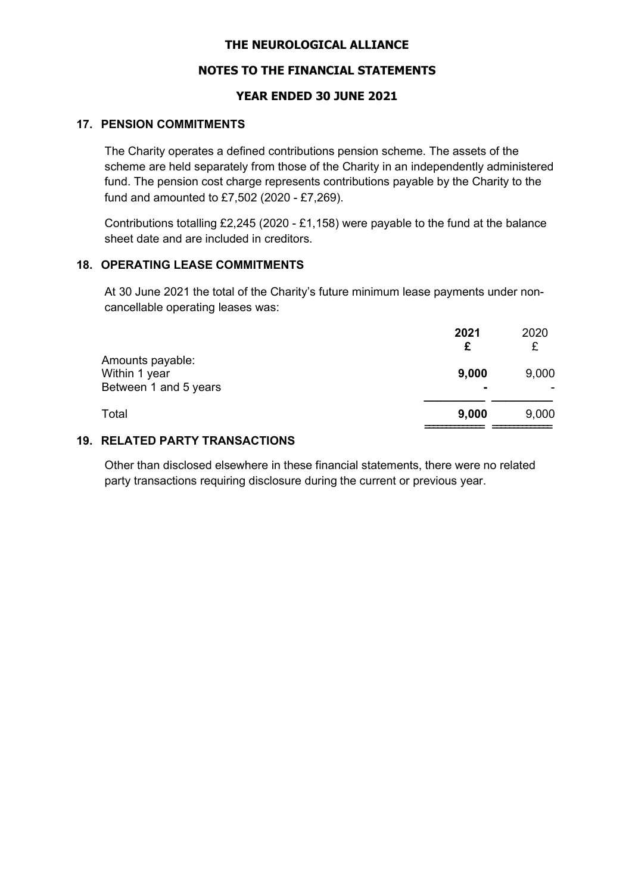# THE NEUROLOGICAL ALLIANCE

## NOTES TO THE FINANCIAL STATEMENTS

## YEAR ENDED 30 JUNE 2021

### 17. PENSION COMMITMENTS

The Charity operates a defined contributions pension scheme. The assets of the scheme are held separately from those of the Charity in an independently administered fund. The pension cost charge represents contributions payable by the Charity to the fund and amounted to £7,502 (2020 - £7,269).

Contributions totalling £2,245 (2020 - £1,158) were payable to the fund at the balance sheet date and are included in creditors.

### 18. OPERATING LEASE COMMITMENTS

At 30 June 2021 the total of the Charity's future minimum lease payments under non-cancellable operating leases was:

| | **2021** | 2020 |
|---|---|---|
| | **£** | £ |
| Amounts payable: | | |
| Within 1 year | **9,000** | 9,000 |
| Between 1 and 5 years | **-** | - |
| Total | **9,000** | 9,000 |

### 19. RELATED PARTY TRANSACTIONS

Other than disclosed elsewhere in these financial statements, there were no related party transactions requiring disclosure during the current or previous year.